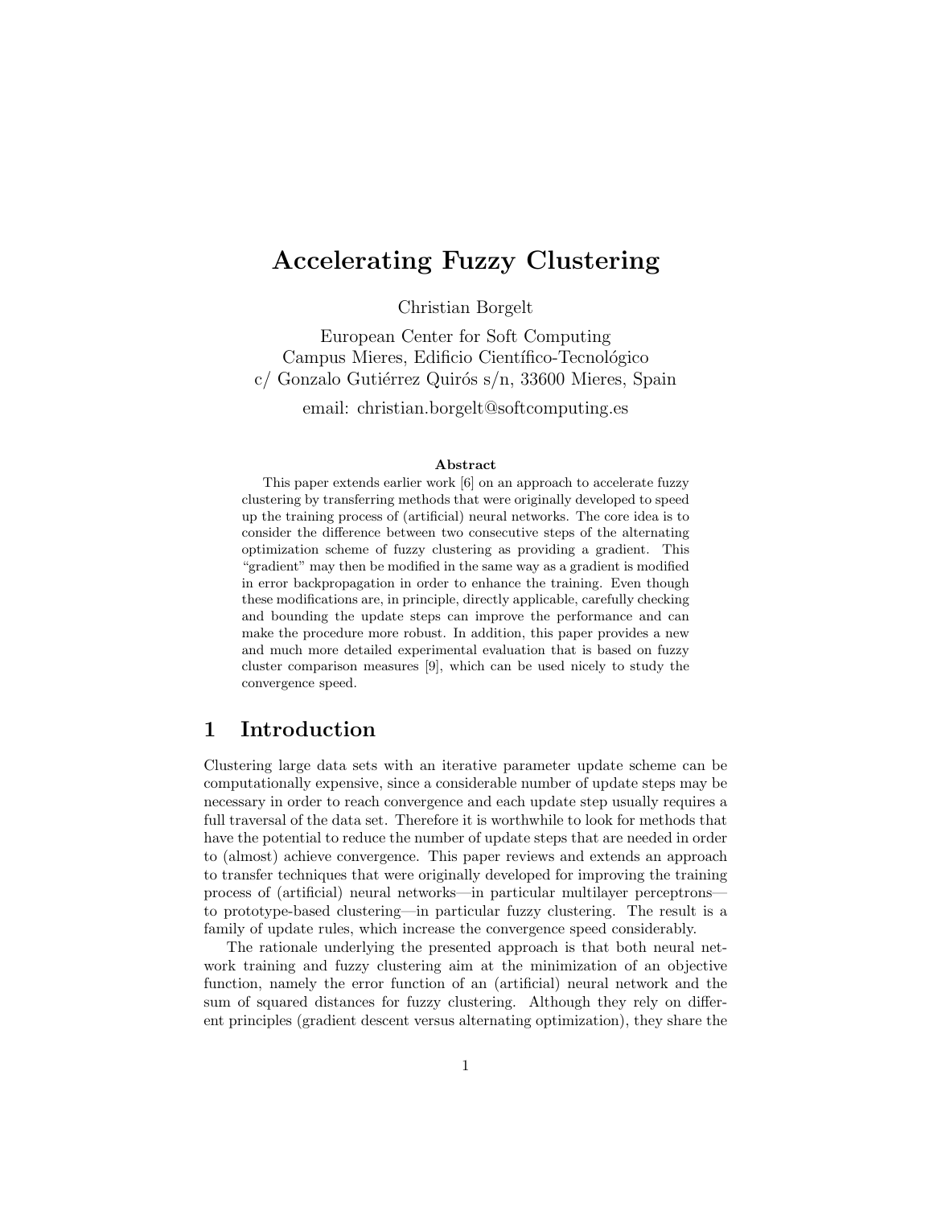# Accelerating Fuzzy Clustering

Christian Borgelt

European Center for Soft Computing
Campus Mieres, Edificio Científico-Tecnológico
c/ Gonzalo Gutiérrez Quirós s/n, 33600 Mieres, Spain

email: christian.borgelt@softcomputing.es

### Abstract

This paper extends earlier work [6] on an approach to accelerate fuzzy clustering by transferring methods that were originally developed to speed up the training process of (artificial) neural networks. The core idea is to consider the difference between two consecutive steps of the alternating optimization scheme of fuzzy clustering as providing a gradient. This "gradient" may then be modified in the same way as a gradient is modified in error backpropagation in order to enhance the training. Even though these modifications are, in principle, directly applicable, carefully checking and bounding the update steps can improve the performance and can make the procedure more robust. In addition, this paper provides a new and much more detailed experimental evaluation that is based on fuzzy cluster comparison measures [9], which can be used nicely to study the convergence speed.

## 1 Introduction

Clustering large data sets with an iterative parameter update scheme can be computationally expensive, since a considerable number of update steps may be necessary in order to reach convergence and each update step usually requires a full traversal of the data set. Therefore it is worthwhile to look for methods that have the potential to reduce the number of update steps that are needed in order to (almost) achieve convergence. This paper reviews and extends an approach to transfer techniques that were originally developed for improving the training process of (artificial) neural networks—in particular multilayer perceptrons—to prototype-based clustering—in particular fuzzy clustering. The result is a family of update rules, which increase the convergence speed considerably.

The rationale underlying the presented approach is that both neural network training and fuzzy clustering aim at the minimization of an objective function, namely the error function of an (artificial) neural network and the sum of squared distances for fuzzy clustering. Although they rely on different principles (gradient descent versus alternating optimization), they share the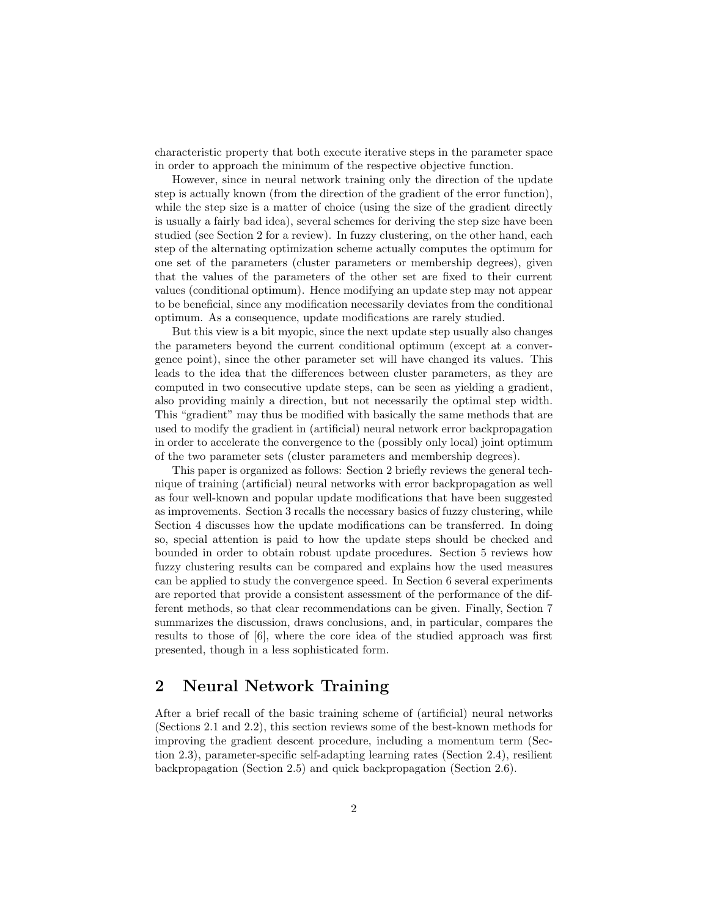characteristic property that both execute iterative steps in the parameter space in order to approach the minimum of the respective objective function.

However, since in neural network training only the direction of the update step is actually known (from the direction of the gradient of the error function), while the step size is a matter of choice (using the size of the gradient directly is usually a fairly bad idea), several schemes for deriving the step size have been studied (see Section 2 for a review). In fuzzy clustering, on the other hand, each step of the alternating optimization scheme actually computes the optimum for one set of the parameters (cluster parameters or membership degrees), given that the values of the parameters of the other set are fixed to their current values (conditional optimum). Hence modifying an update step may not appear to be beneficial, since any modification necessarily deviates from the conditional optimum. As a consequence, update modifications are rarely studied.

But this view is a bit myopic, since the next update step usually also changes the parameters beyond the current conditional optimum (except at a convergence point), since the other parameter set will have changed its values. This leads to the idea that the differences between cluster parameters, as they are computed in two consecutive update steps, can be seen as yielding a gradient, also providing mainly a direction, but not necessarily the optimal step width. This "gradient" may thus be modified with basically the same methods that are used to modify the gradient in (artificial) neural network error backpropagation in order to accelerate the convergence to the (possibly only local) joint optimum of the two parameter sets (cluster parameters and membership degrees).

This paper is organized as follows: Section 2 briefly reviews the general technique of training (artificial) neural networks with error backpropagation as well as four well-known and popular update modifications that have been suggested as improvements. Section 3 recalls the necessary basics of fuzzy clustering, while Section 4 discusses how the update modifications can be transferred. In doing so, special attention is paid to how the update steps should be checked and bounded in order to obtain robust update procedures. Section 5 reviews how fuzzy clustering results can be compared and explains how the used measures can be applied to study the convergence speed. In Section 6 several experiments are reported that provide a consistent assessment of the performance of the different methods, so that clear recommendations can be given. Finally, Section 7 summarizes the discussion, draws conclusions, and, in particular, compares the results to those of [6], where the core idea of the studied approach was first presented, though in a less sophisticated form.

## 2 Neural Network Training

After a brief recall of the basic training scheme of (artificial) neural networks (Sections 2.1 and 2.2), this section reviews some of the best-known methods for improving the gradient descent procedure, including a momentum term (Section 2.3), parameter-specific self-adapting learning rates (Section 2.4), resilient backpropagation (Section 2.5) and quick backpropagation (Section 2.6).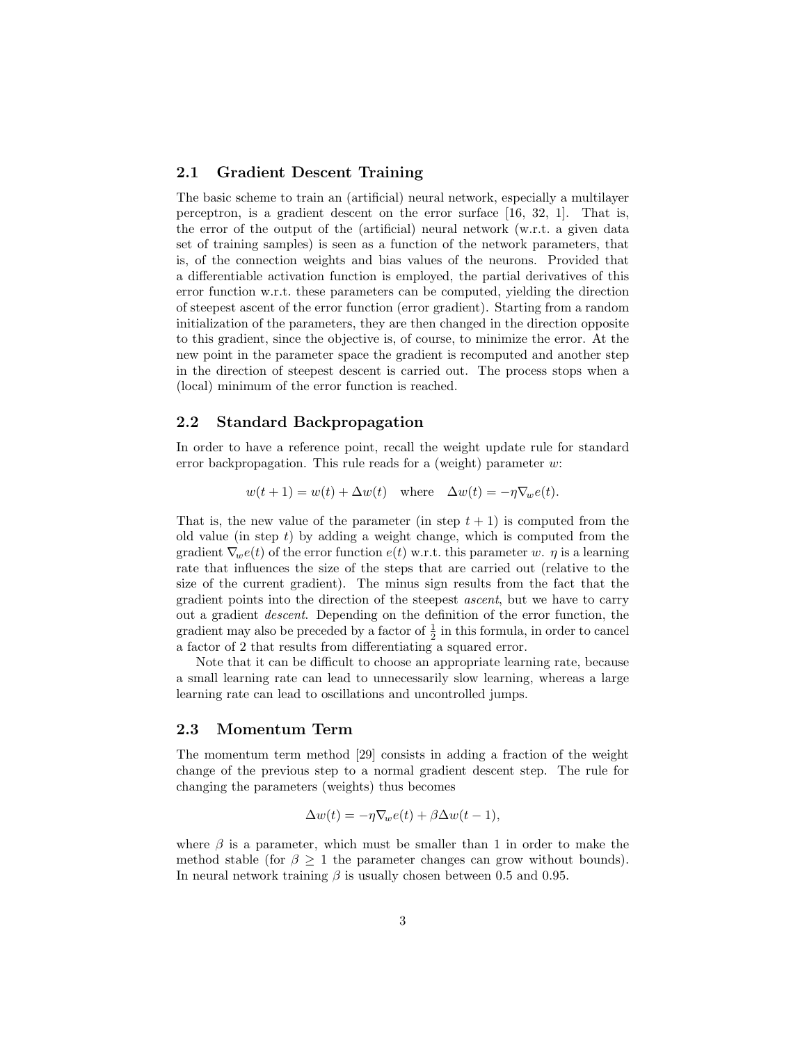## 2.1 Gradient Descent Training

The basic scheme to train an (artificial) neural network, especially a multilayer perceptron, is a gradient descent on the error surface [16, 32, 1]. That is, the error of the output of the (artificial) neural network (w.r.t. a given data set of training samples) is seen as a function of the network parameters, that is, of the connection weights and bias values of the neurons. Provided that a differentiable activation function is employed, the partial derivatives of this error function w.r.t. these parameters can be computed, yielding the direction of steepest ascent of the error function (error gradient). Starting from a random initialization of the parameters, they are then changed in the direction opposite to this gradient, since the objective is, of course, to minimize the error. At the new point in the parameter space the gradient is recomputed and another step in the direction of steepest descent is carried out. The process stops when a (local) minimum of the error function is reached.

## 2.2 Standard Backpropagation

In order to have a reference point, recall the weight update rule for standard error backpropagation. This rule reads for a (weight) parameter $w$:

$$w(t+1) = w(t) + \Delta w(t) \quad \text{where} \quad \Delta w(t) = -\eta \nabla_w e(t).$$

That is, the new value of the parameter (in step $t+1$) is computed from the old value (in step $t$) by adding a weight change, which is computed from the gradient $\nabla_w e(t)$ of the error function $e(t)$ w.r.t. this parameter $w$. $\eta$ is a learning rate that influences the size of the steps that are carried out (relative to the size of the current gradient). The minus sign results from the fact that the gradient points into the direction of the steepest *ascent*, but we have to carry out a gradient *descent*. Depending on the definition of the error function, the gradient may also be preceded by a factor of $\frac{1}{2}$ in this formula, in order to cancel a factor of 2 that results from differentiating a squared error.

Note that it can be difficult to choose an appropriate learning rate, because a small learning rate can lead to unnecessarily slow learning, whereas a large learning rate can lead to oscillations and uncontrolled jumps.

## 2.3 Momentum Term

The momentum term method [29] consists in adding a fraction of the weight change of the previous step to a normal gradient descent step. The rule for changing the parameters (weights) thus becomes

$$\Delta w(t) = -\eta \nabla_w e(t) + \beta \Delta w(t-1),$$

where $\beta$ is a parameter, which must be smaller than 1 in order to make the method stable (for $\beta \geq 1$ the parameter changes can grow without bounds). In neural network training $\beta$ is usually chosen between 0.5 and 0.95.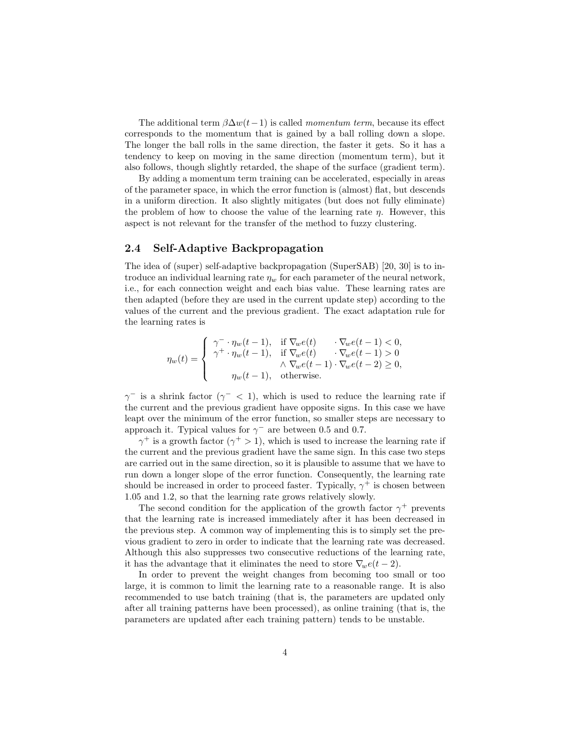The additional term $\beta\Delta w(t-1)$ is called *momentum term*, because its effect corresponds to the momentum that is gained by a ball rolling down a slope. The longer the ball rolls in the same direction, the faster it gets. So it has a tendency to keep on moving in the same direction (momentum term), but it also follows, though slightly retarded, the shape of the surface (gradient term).

By adding a momentum term training can be accelerated, especially in areas of the parameter space, in which the error function is (almost) flat, but descends in a uniform direction. It also slightly mitigates (but does not fully eliminate) the problem of how to choose the value of the learning rate $\eta$. However, this aspect is not relevant for the transfer of the method to fuzzy clustering.

## 2.4 Self-Adaptive Backpropagation

The idea of (super) self-adaptive backpropagation (SuperSAB) [20, 30] is to introduce an individual learning rate $\eta_w$ for each parameter of the neural network, i.e., for each connection weight and each bias value. These learning rates are then adapted (before they are used in the current update step) according to the values of the current and the previous gradient. The exact adaptation rule for the learning rates is

$$\eta_w(t) = \begin{cases} \gamma^- \cdot \eta_w(t-1), & \text{if } \nabla_w e(t) \cdot \nabla_w e(t-1) < 0, \\ \gamma^+ \cdot \eta_w(t-1), & \text{if } \nabla_w e(t) \cdot \nabla_w e(t-1) > 0 \\ & \quad \wedge \nabla_w e(t-1) \cdot \nabla_w e(t-2) \geq 0, \\ \eta_w(t-1), & \text{otherwise.} \end{cases}$$

$\gamma^-$ is a shrink factor ($\gamma^- < 1$), which is used to reduce the learning rate if the current and the previous gradient have opposite signs. In this case we have leapt over the minimum of the error function, so smaller steps are necessary to approach it. Typical values for $\gamma^-$ are between 0.5 and 0.7.

$\gamma^+$ is a growth factor ($\gamma^+ > 1$), which is used to increase the learning rate if the current and the previous gradient have the same sign. In this case two steps are carried out in the same direction, so it is plausible to assume that we have to run down a longer slope of the error function. Consequently, the learning rate should be increased in order to proceed faster. Typically, $\gamma^+$ is chosen between 1.05 and 1.2, so that the learning rate grows relatively slowly.

The second condition for the application of the growth factor $\gamma^+$ prevents that the learning rate is increased immediately after it has been decreased in the previous step. A common way of implementing this is to simply set the previous gradient to zero in order to indicate that the learning rate was decreased. Although this also suppresses two consecutive reductions of the learning rate, it has the advantage that it eliminates the need to store $\nabla_w e(t-2)$.

In order to prevent the weight changes from becoming too small or too large, it is common to limit the learning rate to a reasonable range. It is also recommended to use batch training (that is, the parameters are updated only after all training patterns have been processed), as online training (that is, the parameters are updated after each training pattern) tends to be unstable.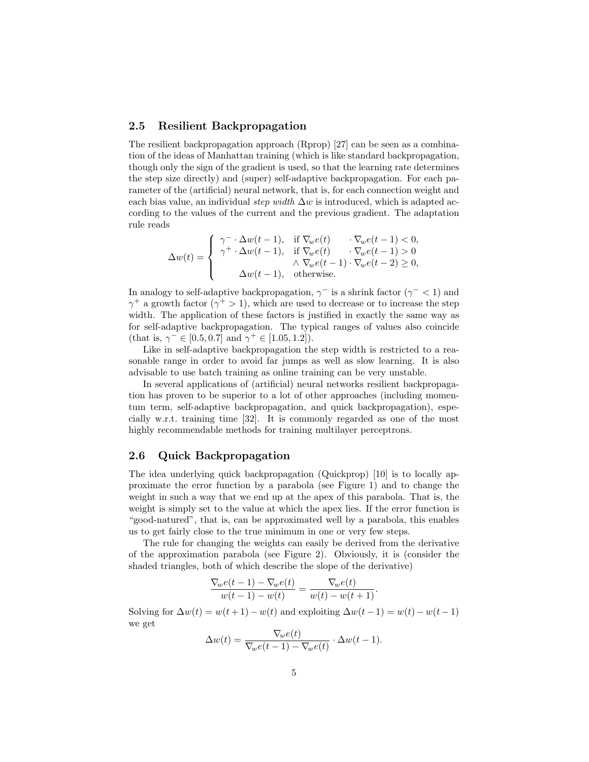## 2.5 Resilient Backpropagation

The resilient backpropagation approach (Rprop) [27] can be seen as a combination of the ideas of Manhattan training (which is like standard backpropagation, though only the sign of the gradient is used, so that the learning rate determines the step size directly) and (super) self-adaptive backpropagation. For each parameter of the (artificial) neural network, that is, for each connection weight and each bias value, an individual *step width* $\Delta w$ is introduced, which is adapted according to the values of the current and the previous gradient. The adaptation rule reads

$$\Delta w(t) = \begin{cases} \gamma^- \cdot \Delta w(t-1), & \text{if } \nabla_w e(t) \quad\;\; \cdot \nabla_w e(t-1) < 0, \\ \gamma^+ \cdot \Delta w(t-1), & \text{if } \nabla_w e(t) \quad\;\; \cdot \nabla_w e(t-1) > 0 \\ & \;\;\wedge \nabla_w e(t-1) \cdot \nabla_w e(t-2) \geq 0, \\ \quad\;\; \Delta w(t-1), & \text{otherwise.} \end{cases}$$

In analogy to self-adaptive backpropagation, $\gamma^-$ is a shrink factor ($\gamma^- < 1$) and $\gamma^+$ a growth factor ($\gamma^+ > 1$), which are used to decrease or to increase the step width. The application of these factors is justified in exactly the same way as for self-adaptive backpropagation. The typical ranges of values also coincide (that is, $\gamma^- \in [0.5, 0.7]$ and $\gamma^+ \in [1.05, 1.2]$).

Like in self-adaptive backpropagation the step width is restricted to a reasonable range in order to avoid far jumps as well as slow learning. It is also advisable to use batch training as online training can be very unstable.

In several applications of (artificial) neural networks resilient backpropagation has proven to be superior to a lot of other approaches (including momentum term, self-adaptive backpropagation, and quick backpropagation), especially w.r.t. training time [32]. It is commonly regarded as one of the most highly recommendable methods for training multilayer perceptrons.

## 2.6 Quick Backpropagation

The idea underlying quick backpropagation (Quickprop) [10] is to locally approximate the error function by a parabola (see Figure 1) and to change the weight in such a way that we end up at the apex of this parabola. That is, the weight is simply set to the value at which the apex lies. If the error function is "good-natured", that is, can be approximated well by a parabola, this enables us to get fairly close to the true minimum in one or very few steps.

The rule for changing the weights can easily be derived from the derivative of the approximation parabola (see Figure 2). Obviously, it is (consider the shaded triangles, both of which describe the slope of the derivative)

$$\frac{\nabla_w e(t-1) - \nabla_w e(t)}{w(t-1) - w(t)} = \frac{\nabla_w e(t)}{w(t) - w(t+1)}.$$

Solving for $\Delta w(t) = w(t+1) - w(t)$ and exploiting $\Delta w(t-1) = w(t) - w(t-1)$ we get

$$\Delta w(t) = \frac{\nabla_w e(t)}{\nabla_w e(t-1) - \nabla_w e(t)} \cdot \Delta w(t-1).$$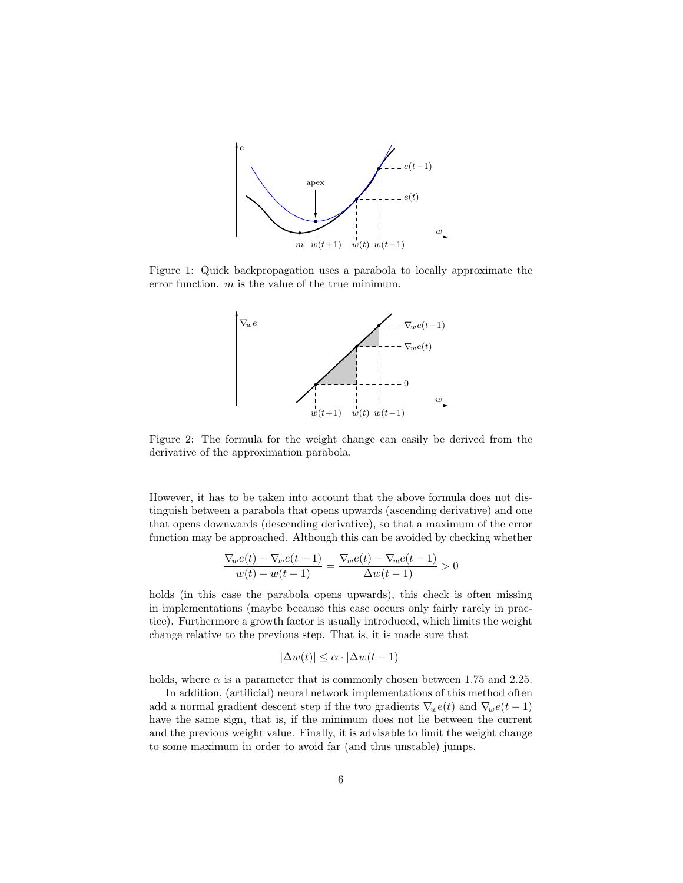Figure 1: Quick backpropagation uses a parabola to locally approximate the error function. $m$ is the value of the true minimum.

Figure 2: The formula for the weight change can easily be derived from the derivative of the approximation parabola.

However, it has to be taken into account that the above formula does not distinguish between a parabola that opens upwards (ascending derivative) and one that opens downwards (descending derivative), so that a maximum of the error function may be approached. Although this can be avoided by checking whether

$$\frac{\nabla_w e(t) - \nabla_w e(t-1)}{w(t) - w(t-1)} = \frac{\nabla_w e(t) - \nabla_w e(t-1)}{\Delta w(t-1)} > 0$$

holds (in this case the parabola opens upwards), this check is often missing in implementations (maybe because this case occurs only fairly rarely in practice). Furthermore a growth factor is usually introduced, which limits the weight change relative to the previous step. That is, it is made sure that

$$|\Delta w(t)| \leq \alpha \cdot |\Delta w(t-1)|$$

holds, where $\alpha$ is a parameter that is commonly chosen between 1.75 and 2.25.

In addition, (artificial) neural network implementations of this method often add a normal gradient descent step if the two gradients $\nabla_w e(t)$ and $\nabla_w e(t-1)$ have the same sign, that is, if the minimum does not lie between the current and the previous weight value. Finally, it is advisable to limit the weight change to some maximum in order to avoid far (and thus unstable) jumps.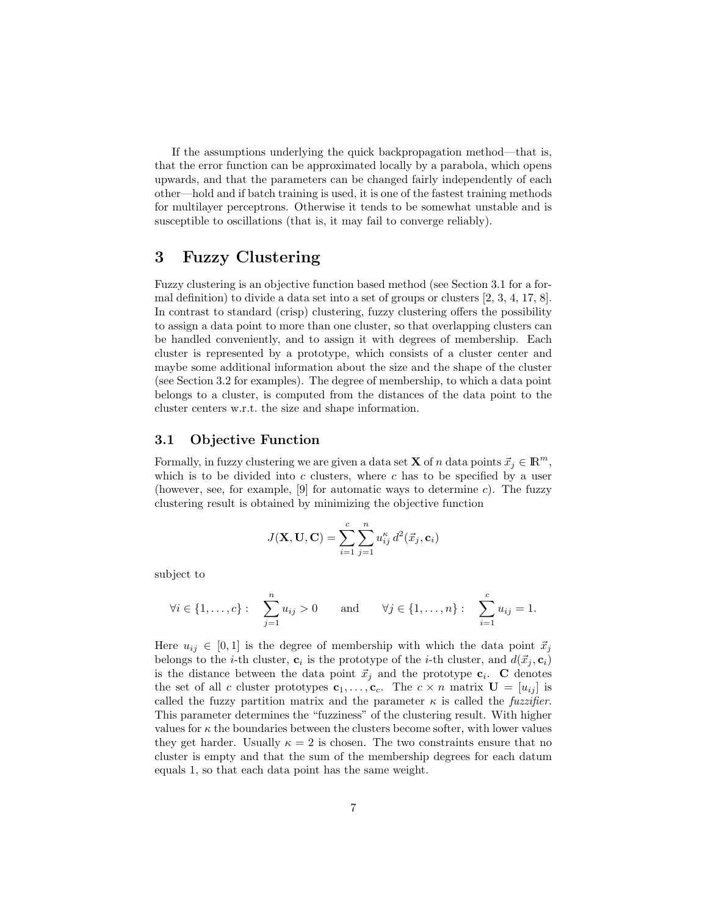If the assumptions underlying the quick backpropagation method—that is, that the error function can be approximated locally by a parabola, which opens upwards, and that the parameters can be changed fairly independently of each other—hold and if batch training is used, it is one of the fastest training methods for multilayer perceptrons. Otherwise it tends to be somewhat unstable and is susceptible to oscillations (that is, it may fail to converge reliably).

# 3 Fuzzy Clustering

Fuzzy clustering is an objective function based method (see Section 3.1 for a formal definition) to divide a data set into a set of groups or clusters [2, 3, 4, 17, 8]. In contrast to standard (crisp) clustering, fuzzy clustering offers the possibility to assign a data point to more than one cluster, so that overlapping clusters can be handled conveniently, and to assign it with degrees of membership. Each cluster is represented by a prototype, which consists of a cluster center and maybe some additional information about the size and the shape of the cluster (see Section 3.2 for examples). The degree of membership, to which a data point belongs to a cluster, is computed from the distances of the data point to the cluster centers w.r.t. the size and shape information.

## 3.1 Objective Function

Formally, in fuzzy clustering we are given a data set $\mathbf{X}$ of $n$ data points $\vec{x}_j \in \mathbb{R}^m$, which is to be divided into $c$ clusters, where $c$ has to be specified by a user (however, see, for example, [9] for automatic ways to determine $c$). The fuzzy clustering result is obtained by minimizing the objective function

$$J(\mathbf{X}, \mathbf{U}, \mathbf{C}) = \sum_{i=1}^{c} \sum_{j=1}^{n} u_{ij}^{\kappa}\, d^2(\vec{x}_j, \mathbf{c}_i)$$

subject to

$$\forall i \in \{1, \ldots, c\}: \quad \sum_{j=1}^{n} u_{ij} > 0 \qquad \text{and} \qquad \forall j \in \{1, \ldots, n\}: \quad \sum_{i=1}^{c} u_{ij} = 1.$$

Here $u_{ij} \in [0, 1]$ is the degree of membership with which the data point $\vec{x}_j$ belongs to the $i$-th cluster, $\mathbf{c}_i$ is the prototype of the $i$-th cluster, and $d(\vec{x}_j, \mathbf{c}_i)$ is the distance between the data point $\vec{x}_j$ and the prototype $\mathbf{c}_i$. $\mathbf{C}$ denotes the set of all $c$ cluster prototypes $\mathbf{c}_1, \ldots, \mathbf{c}_c$. The $c \times n$ matrix $\mathbf{U} = [u_{ij}]$ is called the fuzzy partition matrix and the parameter $\kappa$ is called the *fuzzifier*. This parameter determines the "fuzziness" of the clustering result. With higher values for $\kappa$ the boundaries between the clusters become softer, with lower values they get harder. Usually $\kappa = 2$ is chosen. The two constraints ensure that no cluster is empty and that the sum of the membership degrees for each datum equals 1, so that each data point has the same weight.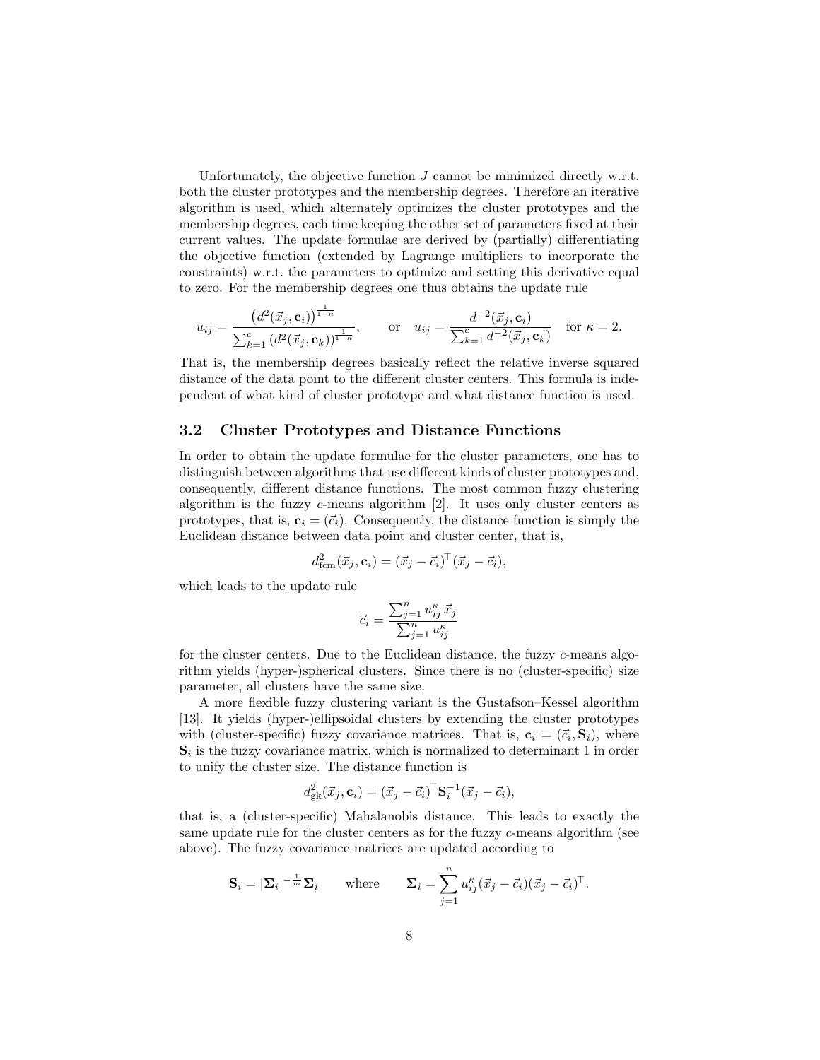Unfortunately, the objective function $J$ cannot be minimized directly w.r.t. both the cluster prototypes and the membership degrees. Therefore an iterative algorithm is used, which alternately optimizes the cluster prototypes and the membership degrees, each time keeping the other set of parameters fixed at their current values. The update formulae are derived by (partially) differentiating the objective function (extended by Lagrange multipliers to incorporate the constraints) w.r.t. the parameters to optimize and setting this derivative equal to zero. For the membership degrees one thus obtains the update rule

$$u_{ij} = \frac{\left(d^2(\vec{x}_j, \mathbf{c}_i)\right)^{\frac{1}{1-\kappa}}}{\sum_{k=1}^{c} \left(d^2(\vec{x}_j, \mathbf{c}_k)\right)^{\frac{1}{1-\kappa}}}, \qquad \text{or} \quad u_{ij} = \frac{d^{-2}(\vec{x}_j, \mathbf{c}_i)}{\sum_{k=1}^{c} d^{-2}(\vec{x}_j, \mathbf{c}_k)} \quad \text{for } \kappa = 2.$$

That is, the membership degrees basically reflect the relative inverse squared distance of the data point to the different cluster centers. This formula is independent of what kind of cluster prototype and what distance function is used.

## 3.2 Cluster Prototypes and Distance Functions

In order to obtain the update formulae for the cluster parameters, one has to distinguish between algorithms that use different kinds of cluster prototypes and, consequently, different distance functions. The most common fuzzy clustering algorithm is the fuzzy $c$-means algorithm [2]. It uses only cluster centers as prototypes, that is, $\mathbf{c}_i = (\vec{c}_i)$. Consequently, the distance function is simply the Euclidean distance between data point and cluster center, that is,

$$d^2_{\text{fcm}}(\vec{x}_j, \mathbf{c}_i) = (\vec{x}_j - \vec{c}_i)^\top (\vec{x}_j - \vec{c}_i),$$

which leads to the update rule

$$\vec{c}_i = \frac{\sum_{j=1}^{n} u_{ij}^{\kappa} \, \vec{x}_j}{\sum_{j=1}^{n} u_{ij}^{\kappa}}$$

for the cluster centers. Due to the Euclidean distance, the fuzzy $c$-means algorithm yields (hyper-)spherical clusters. Since there is no (cluster-specific) size parameter, all clusters have the same size.

A more flexible fuzzy clustering variant is the Gustafson–Kessel algorithm [13]. It yields (hyper-)ellipsoidal clusters by extending the cluster prototypes with (cluster-specific) fuzzy covariance matrices. That is, $\mathbf{c}_i = (\vec{c}_i, \mathbf{S}_i)$, where $\mathbf{S}_i$ is the fuzzy covariance matrix, which is normalized to determinant 1 in order to unify the cluster size. The distance function is

$$d^2_{\text{gk}}(\vec{x}_j, \mathbf{c}_i) = (\vec{x}_j - \vec{c}_i)^\top \mathbf{S}_i^{-1} (\vec{x}_j - \vec{c}_i),$$

that is, a (cluster-specific) Mahalanobis distance. This leads to exactly the same update rule for the cluster centers as for the fuzzy $c$-means algorithm (see above). The fuzzy covariance matrices are updated according to

$$\mathbf{S}_i = |\mathbf{\Sigma}_i|^{-\frac{1}{m}} \mathbf{\Sigma}_i \qquad \text{where} \qquad \mathbf{\Sigma}_i = \sum_{j=1}^{n} u_{ij}^{\kappa} (\vec{x}_j - \vec{c}_i)(\vec{x}_j - \vec{c}_i)^\top.$$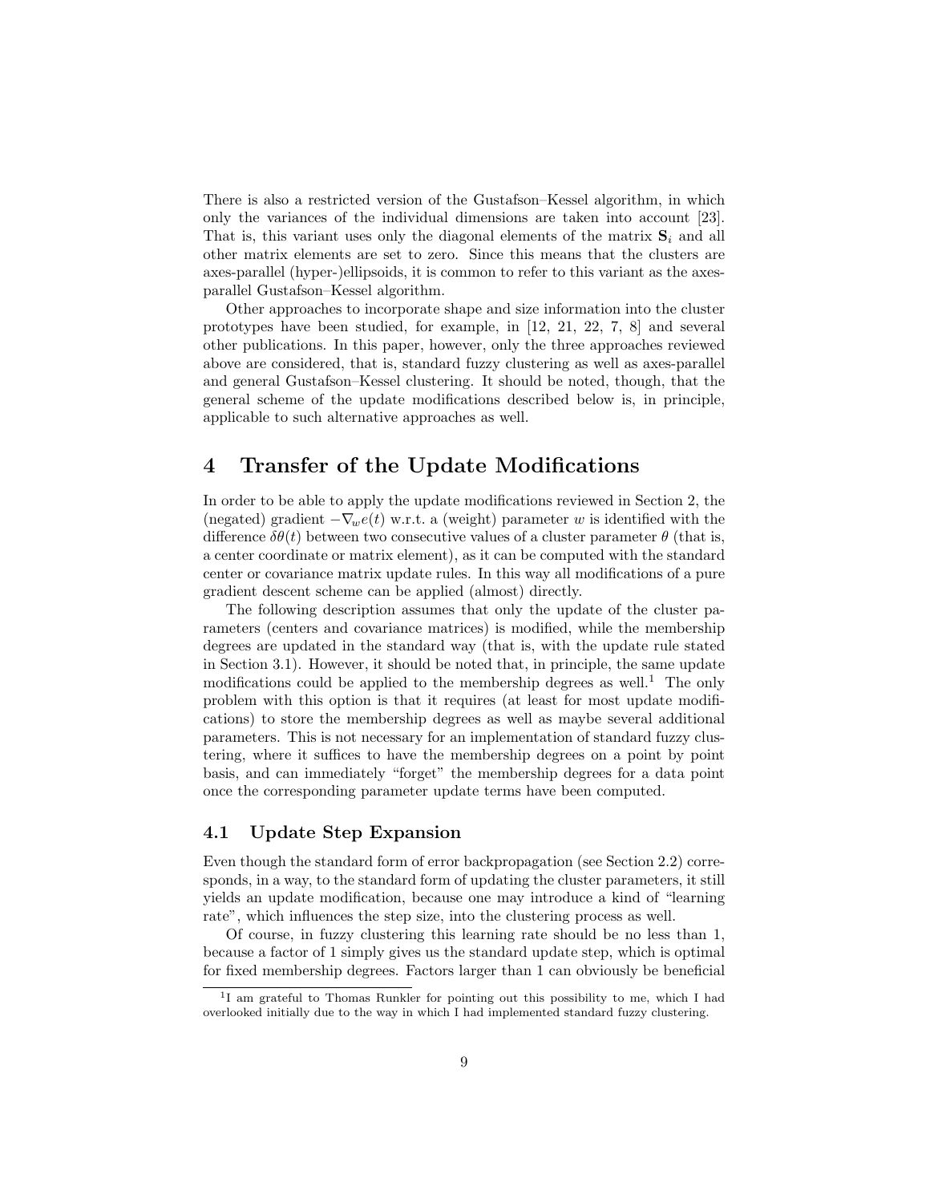There is also a restricted version of the Gustafson–Kessel algorithm, in which only the variances of the individual dimensions are taken into account [23]. That is, this variant uses only the diagonal elements of the matrix $\mathbf{S}_i$ and all other matrix elements are set to zero. Since this means that the clusters are axes-parallel (hyper-)ellipsoids, it is common to refer to this variant as the axes-parallel Gustafson–Kessel algorithm.

Other approaches to incorporate shape and size information into the cluster prototypes have been studied, for example, in [12, 21, 22, 7, 8] and several other publications. In this paper, however, only the three approaches reviewed above are considered, that is, standard fuzzy clustering as well as axes-parallel and general Gustafson–Kessel clustering. It should be noted, though, that the general scheme of the update modifications described below is, in principle, applicable to such alternative approaches as well.

# 4 Transfer of the Update Modifications

In order to be able to apply the update modifications reviewed in Section 2, the (negated) gradient $-\nabla_w e(t)$ w.r.t. a (weight) parameter $w$ is identified with the difference $\delta\theta(t)$ between two consecutive values of a cluster parameter $\theta$ (that is, a center coordinate or matrix element), as it can be computed with the standard center or covariance matrix update rules. In this way all modifications of a pure gradient descent scheme can be applied (almost) directly.

The following description assumes that only the update of the cluster parameters (centers and covariance matrices) is modified, while the membership degrees are updated in the standard way (that is, with the update rule stated in Section 3.1). However, it should be noted that, in principle, the same update modifications could be applied to the membership degrees as well.[1] The only problem with this option is that it requires (at least for most update modifications) to store the membership degrees as well as maybe several additional parameters. This is not necessary for an implementation of standard fuzzy clustering, where it suffices to have the membership degrees on a point by point basis, and can immediately "forget" the membership degrees for a data point once the corresponding parameter update terms have been computed.

## 4.1 Update Step Expansion

Even though the standard form of error backpropagation (see Section 2.2) corresponds, in a way, to the standard form of updating the cluster parameters, it still yields an update modification, because one may introduce a kind of "learning rate", which influences the step size, into the clustering process as well.

Of course, in fuzzy clustering this learning rate should be no less than 1, because a factor of 1 simply gives us the standard update step, which is optimal for fixed membership degrees. Factors larger than 1 can obviously be beneficial

[1] I am grateful to Thomas Runkler for pointing out this possibility to me, which I had overlooked initially due to the way in which I had implemented standard fuzzy clustering.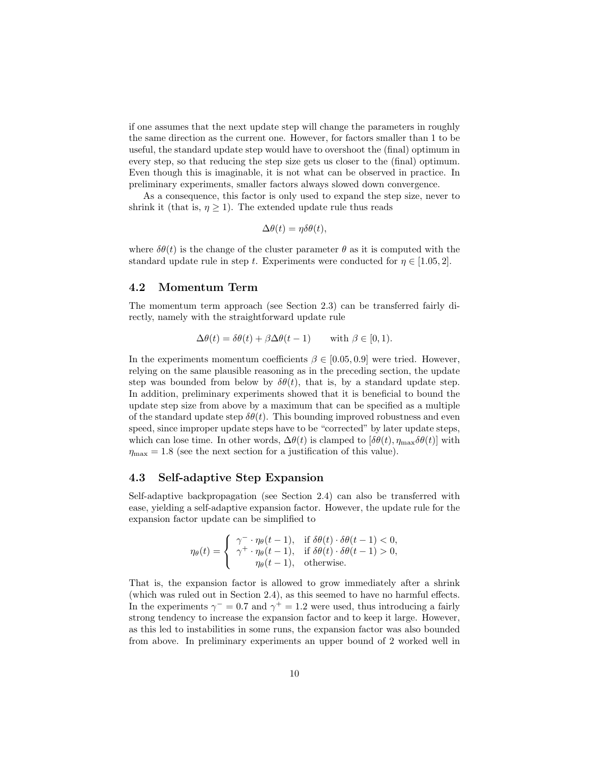if one assumes that the next update step will change the parameters in roughly the same direction as the current one. However, for factors smaller than 1 to be useful, the standard update step would have to overshoot the (final) optimum in every step, so that reducing the step size gets us closer to the (final) optimum. Even though this is imaginable, it is not what can be observed in practice. In preliminary experiments, smaller factors always slowed down convergence.

As a consequence, this factor is only used to expand the step size, never to shrink it (that is, $\eta \geq 1$). The extended update rule thus reads

$$\Delta\theta(t) = \eta\delta\theta(t),$$

where $\delta\theta(t)$ is the change of the cluster parameter $\theta$ as it is computed with the standard update rule in step $t$. Experiments were conducted for $\eta \in [1.05, 2]$.

## 4.2 Momentum Term

The momentum term approach (see Section 2.3) can be transferred fairly directly, namely with the straightforward update rule

$$\Delta\theta(t) = \delta\theta(t) + \beta\Delta\theta(t-1) \qquad \text{with } \beta \in [0, 1).$$

In the experiments momentum coefficients $\beta \in [0.05, 0.9]$ were tried. However, relying on the same plausible reasoning as in the preceding section, the update step was bounded from below by $\delta\theta(t)$, that is, by a standard update step. In addition, preliminary experiments showed that it is beneficial to bound the update step size from above by a maximum that can be specified as a multiple of the standard update step $\delta\theta(t)$. This bounding improved robustness and even speed, since improper update steps have to be "corrected" by later update steps, which can lose time. In other words, $\Delta\theta(t)$ is clamped to $[\delta\theta(t), \eta_{\max}\delta\theta(t)]$ with $\eta_{\max} = 1.8$ (see the next section for a justification of this value).

## 4.3 Self-adaptive Step Expansion

Self-adaptive backpropagation (see Section 2.4) can also be transferred with ease, yielding a self-adaptive expansion factor. However, the update rule for the expansion factor update can be simplified to

$$\eta_\theta(t) = \begin{cases} \gamma^- \cdot \eta_\theta(t-1), & \text{if } \delta\theta(t) \cdot \delta\theta(t-1) < 0, \\ \gamma^+ \cdot \eta_\theta(t-1), & \text{if } \delta\theta(t) \cdot \delta\theta(t-1) > 0, \\ \eta_\theta(t-1), & \text{otherwise.} \end{cases}$$

That is, the expansion factor is allowed to grow immediately after a shrink (which was ruled out in Section 2.4), as this seemed to have no harmful effects. In the experiments $\gamma^- = 0.7$ and $\gamma^+ = 1.2$ were used, thus introducing a fairly strong tendency to increase the expansion factor and to keep it large. However, as this led to instabilities in some runs, the expansion factor was also bounded from above. In preliminary experiments an upper bound of 2 worked well in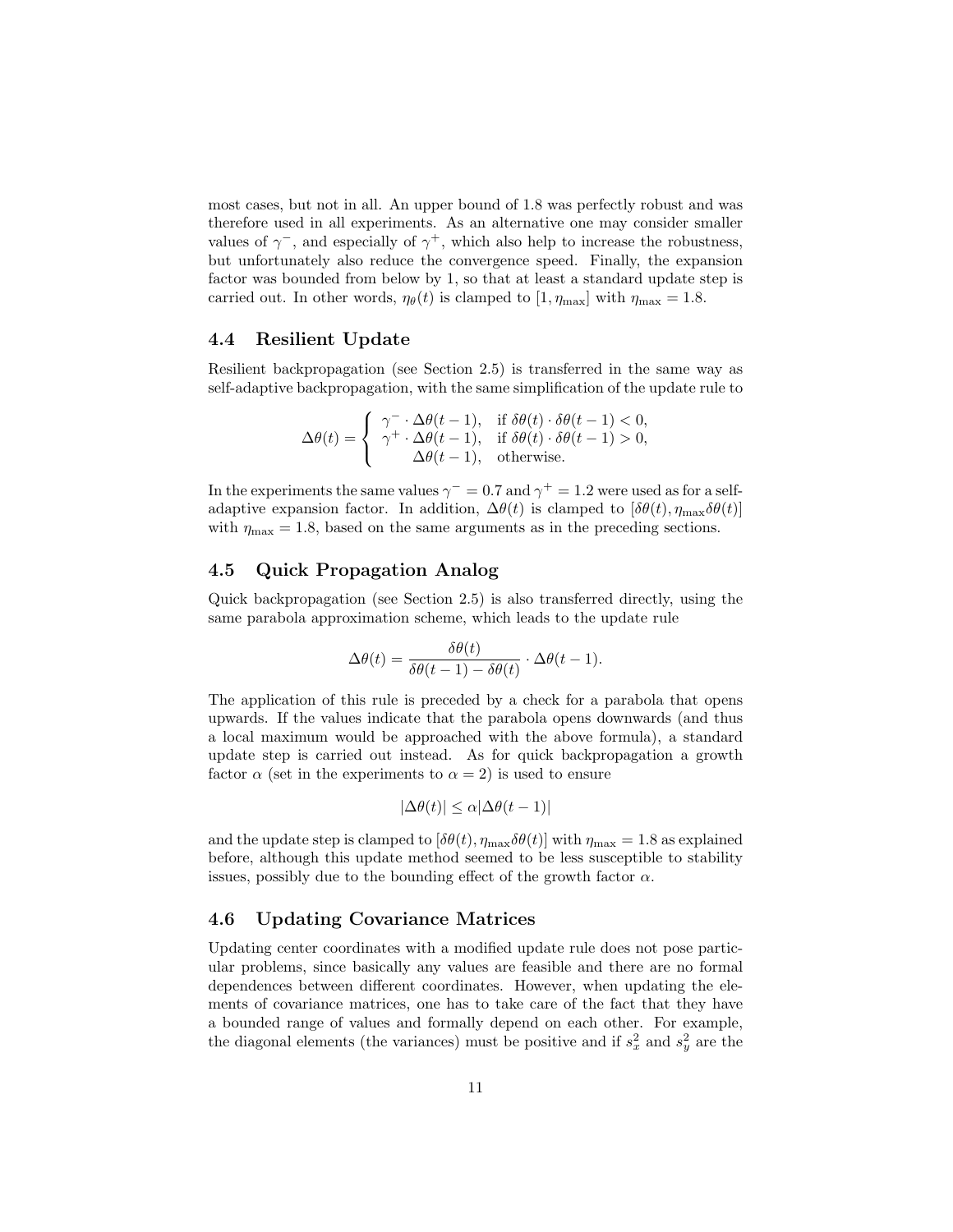most cases, but not in all. An upper bound of 1.8 was perfectly robust and was therefore used in all experiments. As an alternative one may consider smaller values of $\gamma^-$, and especially of $\gamma^+$, which also help to increase the robustness, but unfortunately also reduce the convergence speed. Finally, the expansion factor was bounded from below by 1, so that at least a standard update step is carried out. In other words, $\eta_\theta(t)$ is clamped to $[1, \eta_{\max}]$ with $\eta_{\max} = 1.8$.

## 4.4 Resilient Update

Resilient backpropagation (see Section 2.5) is transferred in the same way as self-adaptive backpropagation, with the same simplification of the update rule to

$$\Delta\theta(t) = \begin{cases} \gamma^- \cdot \Delta\theta(t-1), & \text{if } \delta\theta(t) \cdot \delta\theta(t-1) < 0, \\ \gamma^+ \cdot \Delta\theta(t-1), & \text{if } \delta\theta(t) \cdot \delta\theta(t-1) > 0, \\ \Delta\theta(t-1), & \text{otherwise.} \end{cases}$$

In the experiments the same values $\gamma^- = 0.7$ and $\gamma^+ = 1.2$ were used as for a self-adaptive expansion factor. In addition, $\Delta\theta(t)$ is clamped to $[\delta\theta(t), \eta_{\max}\delta\theta(t)]$ with $\eta_{\max} = 1.8$, based on the same arguments as in the preceding sections.

## 4.5 Quick Propagation Analog

Quick backpropagation (see Section 2.5) is also transferred directly, using the same parabola approximation scheme, which leads to the update rule

$$\Delta\theta(t) = \frac{\delta\theta(t)}{\delta\theta(t-1) - \delta\theta(t)} \cdot \Delta\theta(t-1).$$

The application of this rule is preceded by a check for a parabola that opens upwards. If the values indicate that the parabola opens downwards (and thus a local maximum would be approached with the above formula), a standard update step is carried out instead. As for quick backpropagation a growth factor $\alpha$ (set in the experiments to $\alpha = 2$) is used to ensure

$$|\Delta\theta(t)| \leq \alpha|\Delta\theta(t-1)|$$

and the update step is clamped to $[\delta\theta(t), \eta_{\max}\delta\theta(t)]$ with $\eta_{\max} = 1.8$ as explained before, although this update method seemed to be less susceptible to stability issues, possibly due to the bounding effect of the growth factor $\alpha$.

## 4.6 Updating Covariance Matrices

Updating center coordinates with a modified update rule does not pose particular problems, since basically any values are feasible and there are no formal dependences between different coordinates. However, when updating the elements of covariance matrices, one has to take care of the fact that they have a bounded range of values and formally depend on each other. For example, the diagonal elements (the variances) must be positive and if $s_x^2$ and $s_y^2$ are the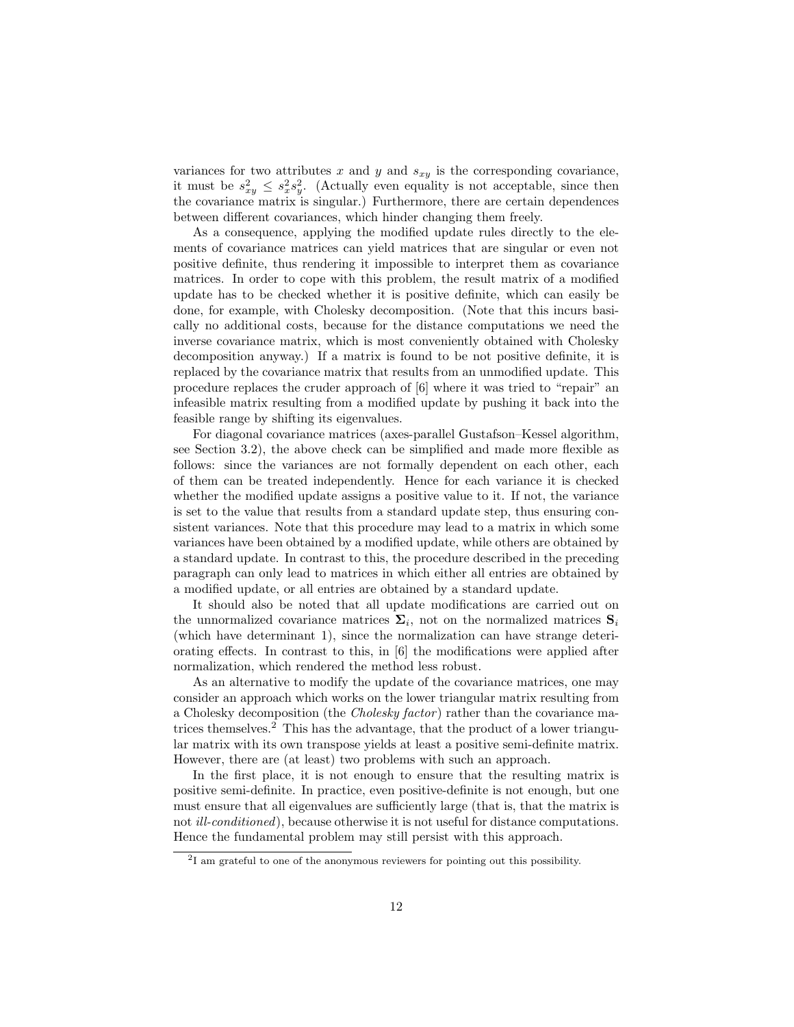variances for two attributes $x$ and $y$ and $s_{xy}$ is the corresponding covariance, it must be $s_{xy}^2 \leq s_x^2 s_y^2$. (Actually even equality is not acceptable, since then the covariance matrix is singular.) Furthermore, there are certain dependences between different covariances, which hinder changing them freely.

As a consequence, applying the modified update rules directly to the elements of covariance matrices can yield matrices that are singular or even not positive definite, thus rendering it impossible to interpret them as covariance matrices. In order to cope with this problem, the result matrix of a modified update has to be checked whether it is positive definite, which can easily be done, for example, with Cholesky decomposition. (Note that this incurs basically no additional costs, because for the distance computations we need the inverse covariance matrix, which is most conveniently obtained with Cholesky decomposition anyway.) If a matrix is found to be not positive definite, it is replaced by the covariance matrix that results from an unmodified update. This procedure replaces the cruder approach of [6] where it was tried to "repair" an infeasible matrix resulting from a modified update by pushing it back into the feasible range by shifting its eigenvalues.

For diagonal covariance matrices (axes-parallel Gustafson–Kessel algorithm, see Section 3.2), the above check can be simplified and made more flexible as follows: since the variances are not formally dependent on each other, each of them can be treated independently. Hence for each variance it is checked whether the modified update assigns a positive value to it. If not, the variance is set to the value that results from a standard update step, thus ensuring consistent variances. Note that this procedure may lead to a matrix in which some variances have been obtained by a modified update, while others are obtained by a standard update. In contrast to this, the procedure described in the preceding paragraph can only lead to matrices in which either all entries are obtained by a modified update, or all entries are obtained by a standard update.

It should also be noted that all update modifications are carried out on the unnormalized covariance matrices $\mathbf{\Sigma}_i$, not on the normalized matrices $\mathbf{S}_i$ (which have determinant 1), since the normalization can have strange deteriorating effects. In contrast to this, in [6] the modifications were applied after normalization, which rendered the method less robust.

As an alternative to modify the update of the covariance matrices, one may consider an approach which works on the lower triangular matrix resulting from a Cholesky decomposition (the *Cholesky factor*) rather than the covariance matrices themselves.[2] This has the advantage, that the product of a lower triangular matrix with its own transpose yields at least a positive semi-definite matrix. However, there are (at least) two problems with such an approach.

In the first place, it is not enough to ensure that the resulting matrix is positive semi-definite. In practice, even positive-definite is not enough, but one must ensure that all eigenvalues are sufficiently large (that is, that the matrix is not *ill-conditioned*), because otherwise it is not useful for distance computations. Hence the fundamental problem may still persist with this approach.

[2] I am grateful to one of the anonymous reviewers for pointing out this possibility.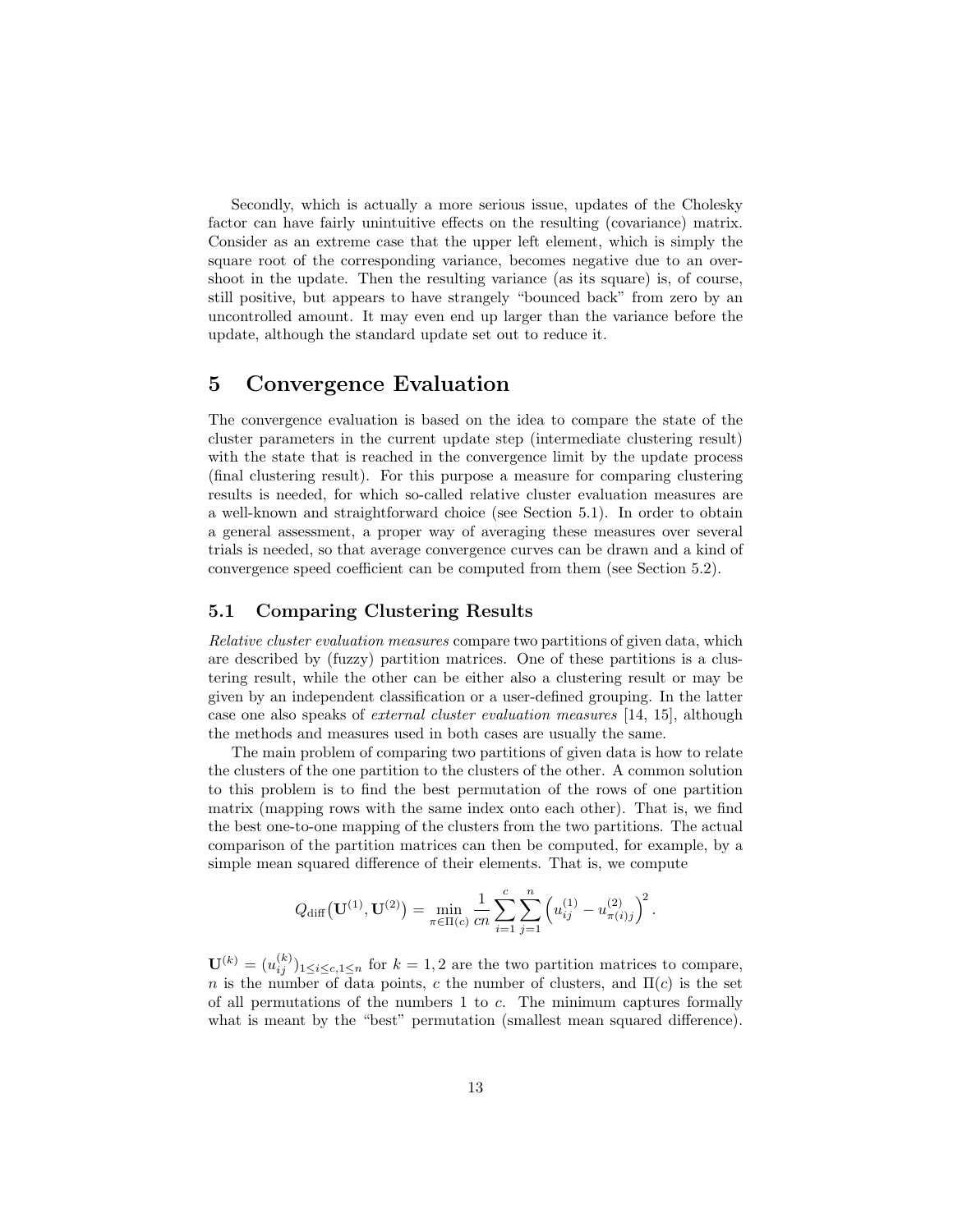Secondly, which is actually a more serious issue, updates of the Cholesky factor can have fairly unintuitive effects on the resulting (covariance) matrix. Consider as an extreme case that the upper left element, which is simply the square root of the corresponding variance, becomes negative due to an overshoot in the update. Then the resulting variance (as its square) is, of course, still positive, but appears to have strangely "bounced back" from zero by an uncontrolled amount. It may even end up larger than the variance before the update, although the standard update set out to reduce it.

# 5 Convergence Evaluation

The convergence evaluation is based on the idea to compare the state of the cluster parameters in the current update step (intermediate clustering result) with the state that is reached in the convergence limit by the update process (final clustering result). For this purpose a measure for comparing clustering results is needed, for which so-called relative cluster evaluation measures are a well-known and straightforward choice (see Section 5.1). In order to obtain a general assessment, a proper way of averaging these measures over several trials is needed, so that average convergence curves can be drawn and a kind of convergence speed coefficient can be computed from them (see Section 5.2).

## 5.1 Comparing Clustering Results

*Relative cluster evaluation measures* compare two partitions of given data, which are described by (fuzzy) partition matrices. One of these partitions is a clustering result, while the other can be either also a clustering result or may be given by an independent classification or a user-defined grouping. In the latter case one also speaks of *external cluster evaluation measures* [14, 15], although the methods and measures used in both cases are usually the same.

The main problem of comparing two partitions of given data is how to relate the clusters of the one partition to the clusters of the other. A common solution to this problem is to find the best permutation of the rows of one partition matrix (mapping rows with the same index onto each other). That is, we find the best one-to-one mapping of the clusters from the two partitions. The actual comparison of the partition matrices can then be computed, for example, by a simple mean squared difference of their elements. That is, we compute

$$Q_{\text{diff}}\big(\mathbf{U}^{(1)}, \mathbf{U}^{(2)}\big) = \min_{\pi \in \Pi(c)} \frac{1}{cn} \sum_{i=1}^{c} \sum_{j=1}^{n} \left( u_{ij}^{(1)} - u_{\pi(i)j}^{(2)} \right)^2.$$

$\mathbf{U}^{(k)} = (u_{ij}^{(k)})_{1 \le i \le c, 1 \le n}$ for $k = 1, 2$ are the two partition matrices to compare, $n$ is the number of data points, $c$ the number of clusters, and $\Pi(c)$ is the set of all permutations of the numbers 1 to $c$. The minimum captures formally what is meant by the "best" permutation (smallest mean squared difference).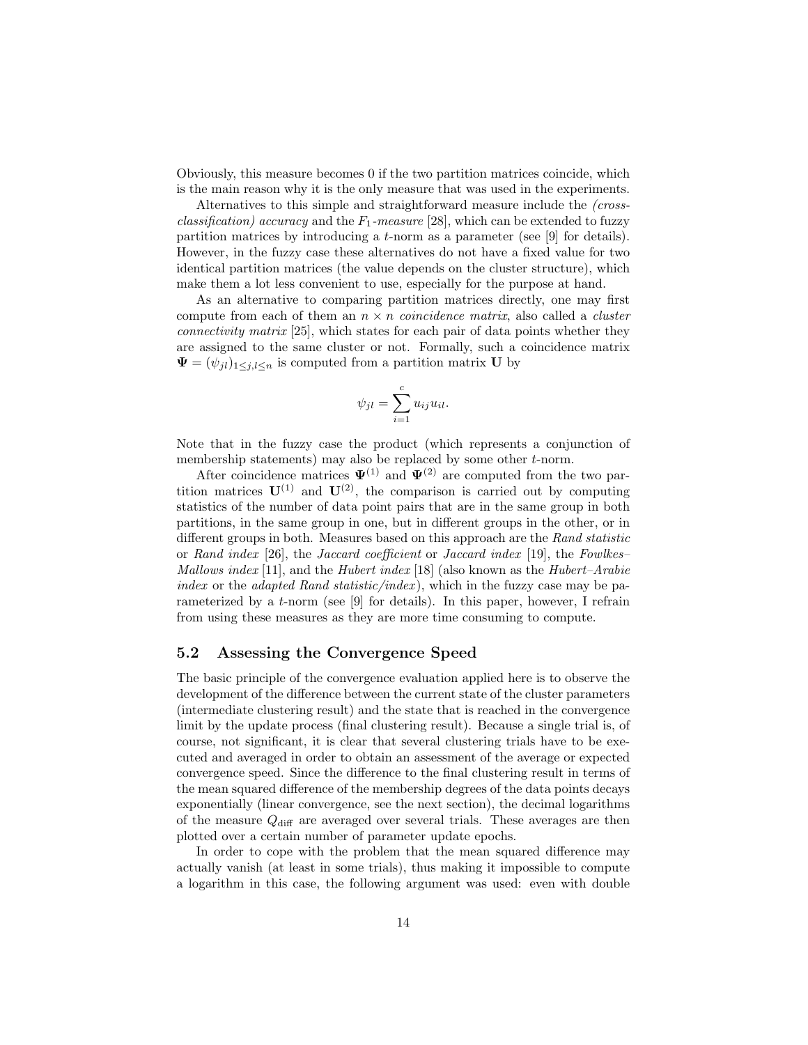Obviously, this measure becomes 0 if the two partition matrices coincide, which is the main reason why it is the only measure that was used in the experiments.

Alternatives to this simple and straightforward measure include the *(cross-classification) accuracy* and the $F_1$*-measure* [28], which can be extended to fuzzy partition matrices by introducing a $t$-norm as a parameter (see [9] for details). However, in the fuzzy case these alternatives do not have a fixed value for two identical partition matrices (the value depends on the cluster structure), which make them a lot less convenient to use, especially for the purpose at hand.

As an alternative to comparing partition matrices directly, one may first compute from each of them an $n \times n$ *coincidence matrix*, also called a *cluster connectivity matrix* [25], which states for each pair of data points whether they are assigned to the same cluster or not. Formally, such a coincidence matrix $\mathbf{\Psi} = (\psi_{jl})_{1 \leq j,l \leq n}$ is computed from a partition matrix $\mathbf{U}$ by

$$\psi_{jl} = \sum_{i=1}^{c} u_{ij} u_{il}.$$

Note that in the fuzzy case the product (which represents a conjunction of membership statements) may also be replaced by some other $t$-norm.

After coincidence matrices $\mathbf{\Psi}^{(1)}$ and $\mathbf{\Psi}^{(2)}$ are computed from the two partition matrices $\mathbf{U}^{(1)}$ and $\mathbf{U}^{(2)}$, the comparison is carried out by computing statistics of the number of data point pairs that are in the same group in both partitions, in the same group in one, but in different groups in the other, or in different groups in both. Measures based on this approach are the *Rand statistic* or *Rand index* [26], the *Jaccard coefficient* or *Jaccard index* [19], the *Fowlkes–Mallows index* [11], and the *Hubert index* [18] (also known as the *Hubert–Arabie index* or the *adapted Rand statistic/index*), which in the fuzzy case may be parameterized by a $t$-norm (see [9] for details). In this paper, however, I refrain from using these measures as they are more time consuming to compute.

## 5.2 Assessing the Convergence Speed

The basic principle of the convergence evaluation applied here is to observe the development of the difference between the current state of the cluster parameters (intermediate clustering result) and the state that is reached in the convergence limit by the update process (final clustering result). Because a single trial is, of course, not significant, it is clear that several clustering trials have to be executed and averaged in order to obtain an assessment of the average or expected convergence speed. Since the difference to the final clustering result in terms of the mean squared difference of the membership degrees of the data points decays exponentially (linear convergence, see the next section), the decimal logarithms of the measure $Q_{\mathrm{diff}}$ are averaged over several trials. These averages are then plotted over a certain number of parameter update epochs.

In order to cope with the problem that the mean squared difference may actually vanish (at least in some trials), thus making it impossible to compute a logarithm in this case, the following argument was used: even with double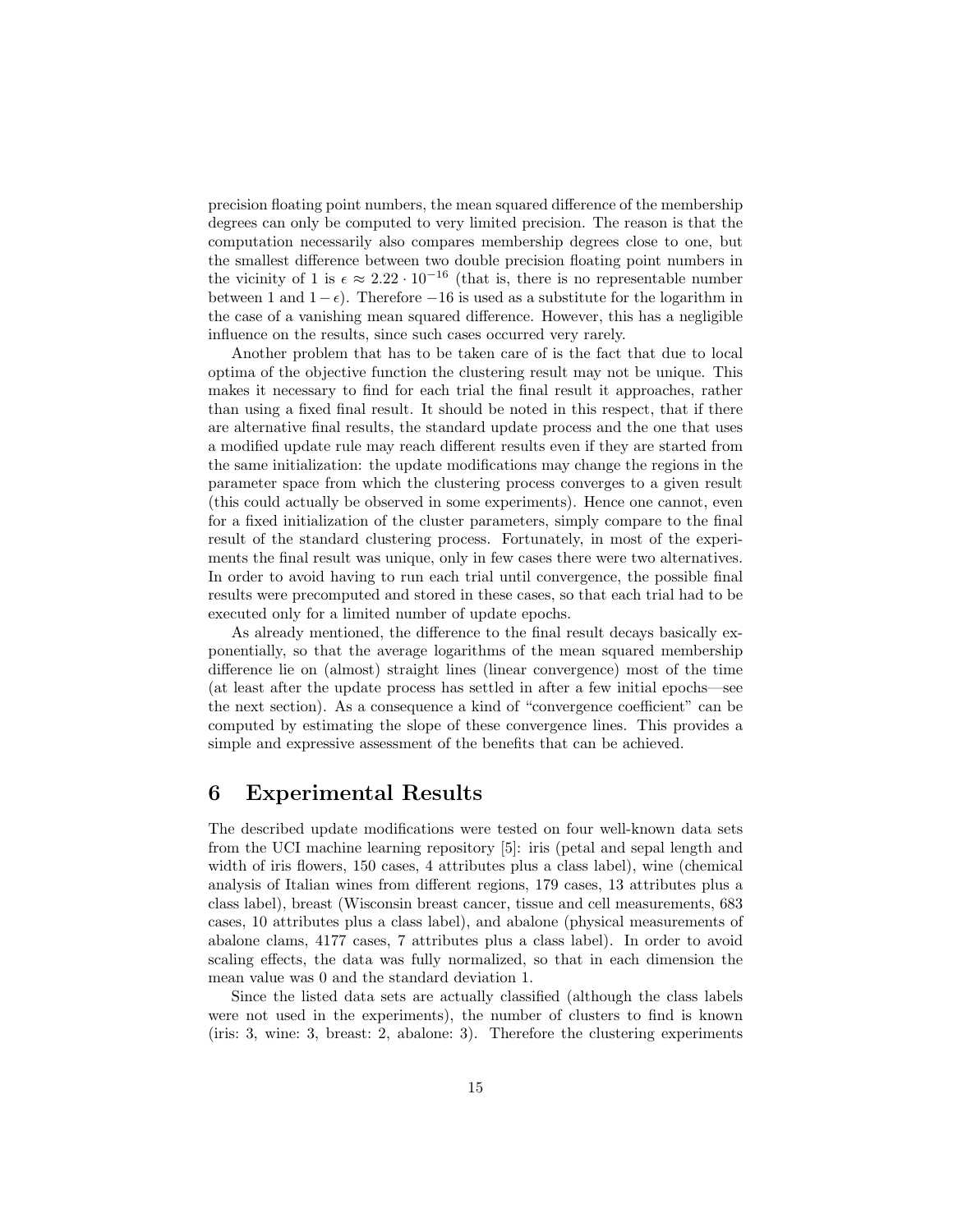precision floating point numbers, the mean squared difference of the membership degrees can only be computed to very limited precision. The reason is that the computation necessarily also compares membership degrees close to one, but the smallest difference between two double precision floating point numbers in the vicinity of 1 is $\epsilon \approx 2.22 \cdot 10^{-16}$ (that is, there is no representable number between 1 and $1 - \epsilon$). Therefore $-16$ is used as a substitute for the logarithm in the case of a vanishing mean squared difference. However, this has a negligible influence on the results, since such cases occurred very rarely.

Another problem that has to be taken care of is the fact that due to local optima of the objective function the clustering result may not be unique. This makes it necessary to find for each trial the final result it approaches, rather than using a fixed final result. It should be noted in this respect, that if there are alternative final results, the standard update process and the one that uses a modified update rule may reach different results even if they are started from the same initialization: the update modifications may change the regions in the parameter space from which the clustering process converges to a given result (this could actually be observed in some experiments). Hence one cannot, even for a fixed initialization of the cluster parameters, simply compare to the final result of the standard clustering process. Fortunately, in most of the experiments the final result was unique, only in few cases there were two alternatives. In order to avoid having to run each trial until convergence, the possible final results were precomputed and stored in these cases, so that each trial had to be executed only for a limited number of update epochs.

As already mentioned, the difference to the final result decays basically exponentially, so that the average logarithms of the mean squared membership difference lie on (almost) straight lines (linear convergence) most of the time (at least after the update process has settled in after a few initial epochs—see the next section). As a consequence a kind of "convergence coefficient" can be computed by estimating the slope of these convergence lines. This provides a simple and expressive assessment of the benefits that can be achieved.

# 6 Experimental Results

The described update modifications were tested on four well-known data sets from the UCI machine learning repository [5]: iris (petal and sepal length and width of iris flowers, 150 cases, 4 attributes plus a class label), wine (chemical analysis of Italian wines from different regions, 179 cases, 13 attributes plus a class label), breast (Wisconsin breast cancer, tissue and cell measurements, 683 cases, 10 attributes plus a class label), and abalone (physical measurements of abalone clams, 4177 cases, 7 attributes plus a class label). In order to avoid scaling effects, the data was fully normalized, so that in each dimension the mean value was 0 and the standard deviation 1.

Since the listed data sets are actually classified (although the class labels were not used in the experiments), the number of clusters to find is known (iris: 3, wine: 3, breast: 2, abalone: 3). Therefore the clustering experiments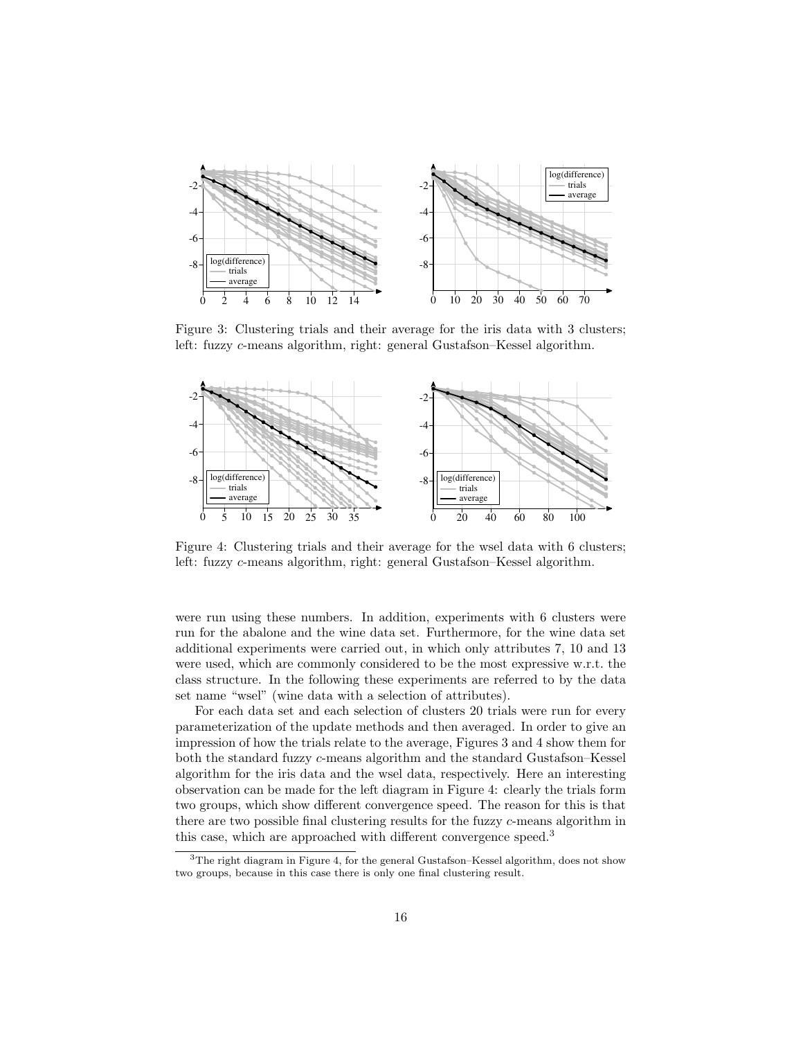Figure 3: Clustering trials and their average for the iris data with 3 clusters; left: fuzzy $c$-means algorithm, right: general Gustafson–Kessel algorithm.

Figure 4: Clustering trials and their average for the wsel data with 6 clusters; left: fuzzy $c$-means algorithm, right: general Gustafson–Kessel algorithm.

were run using these numbers. In addition, experiments with 6 clusters were run for the abalone and the wine data set. Furthermore, for the wine data set additional experiments were carried out, in which only attributes 7, 10 and 13 were used, which are commonly considered to be the most expressive w.r.t. the class structure. In the following these experiments are referred to by the data set name "wsel" (wine data with a selection of attributes).

For each data set and each selection of clusters 20 trials were run for every parameterization of the update methods and then averaged. In order to give an impression of how the trials relate to the average, Figures 3 and 4 show them for both the standard fuzzy $c$-means algorithm and the standard Gustafson–Kessel algorithm for the iris data and the wsel data, respectively. Here an interesting observation can be made for the left diagram in Figure 4: clearly the trials form two groups, which show different convergence speed. The reason for this is that there are two possible final clustering results for the fuzzy $c$-means algorithm in this case, which are approached with different convergence speed.[3]

[3] The right diagram in Figure 4, for the general Gustafson–Kessel algorithm, does not show two groups, because in this case there is only one final clustering result.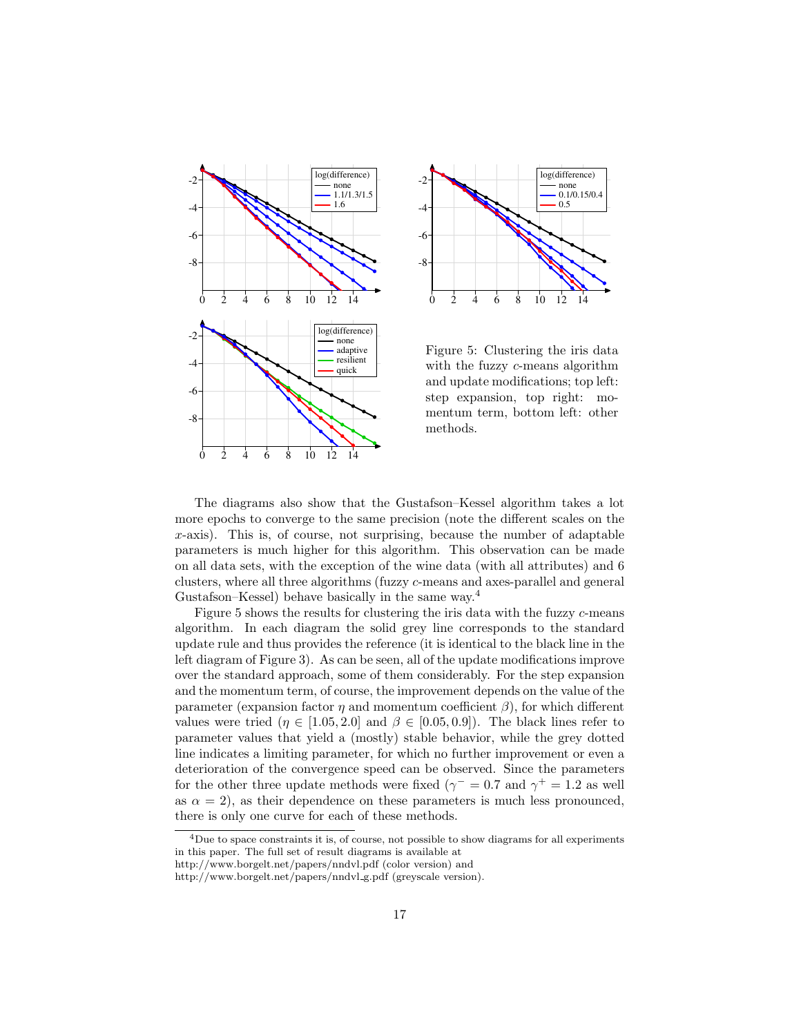Figure 5: Clustering the iris data with the fuzzy $c$-means algorithm and update modifications; top left: step expansion, top right: momentum term, bottom left: other methods.

The diagrams also show that the Gustafson–Kessel algorithm takes a lot more epochs to converge to the same precision (note the different scales on the $x$-axis). This is, of course, not surprising, because the number of adaptable parameters is much higher for this algorithm. This observation can be made on all data sets, with the exception of the wine data (with all attributes) and 6 clusters, where all three algorithms (fuzzy $c$-means and axes-parallel and general Gustafson–Kessel) behave basically in the same way.[4]

Figure 5 shows the results for clustering the iris data with the fuzzy $c$-means algorithm. In each diagram the solid grey line corresponds to the standard update rule and thus provides the reference (it is identical to the black line in the left diagram of Figure 3). As can be seen, all of the update modifications improve over the standard approach, some of them considerably. For the step expansion and the momentum term, of course, the improvement depends on the value of the parameter (expansion factor $\eta$ and momentum coefficient $\beta$), for which different values were tried ($\eta \in [1.05, 2.0]$ and $\beta \in [0.05, 0.9]$). The black lines refer to parameter values that yield a (mostly) stable behavior, while the grey dotted line indicates a limiting parameter, for which no further improvement or even a deterioration of the convergence speed can be observed. Since the parameters for the other three update methods were fixed ($\gamma^- = 0.7$ and $\gamma^+ = 1.2$ as well as $\alpha = 2$), as their dependence on these parameters is much less pronounced, there is only one curve for each of these methods.

[4] Due to space constraints it is, of course, not possible to show diagrams for all experiments in this paper. The full set of result diagrams is available at
http://www.borgelt.net/papers/nndvl.pdf (color version) and
http://www.borgelt.net/papers/nndvl_g.pdf (greyscale version).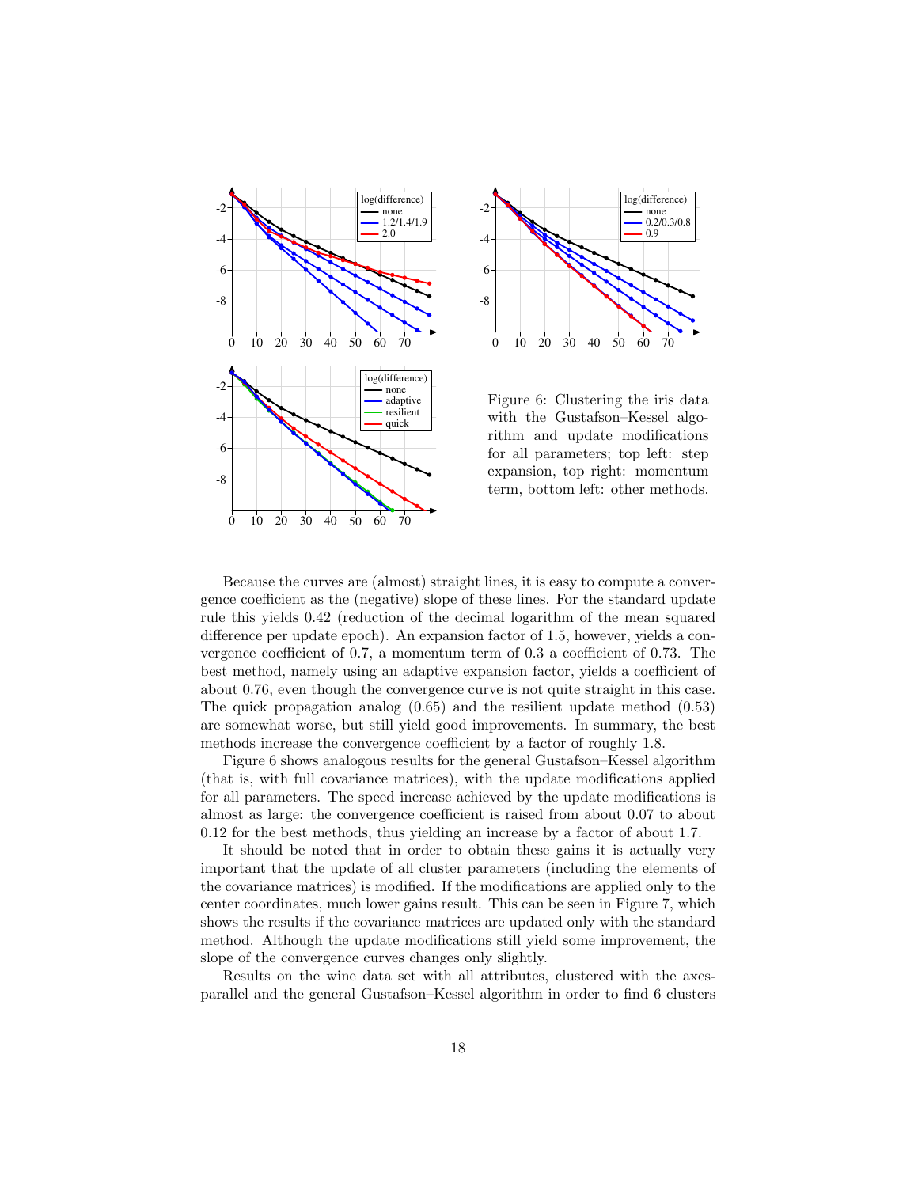Figure 6: Clustering the iris data with the Gustafson–Kessel algorithm and update modifications for all parameters; top left: step expansion, top right: momentum term, bottom left: other methods.

Because the curves are (almost) straight lines, it is easy to compute a convergence coefficient as the (negative) slope of these lines. For the standard update rule this yields 0.42 (reduction of the decimal logarithm of the mean squared difference per update epoch). An expansion factor of 1.5, however, yields a convergence coefficient of 0.7, a momentum term of 0.3 a coefficient of 0.73. The best method, namely using an adaptive expansion factor, yields a coefficient of about 0.76, even though the convergence curve is not quite straight in this case. The quick propagation analog (0.65) and the resilient update method (0.53) are somewhat worse, but still yield good improvements. In summary, the best methods increase the convergence coefficient by a factor of roughly 1.8.

Figure 6 shows analogous results for the general Gustafson–Kessel algorithm (that is, with full covariance matrices), with the update modifications applied for all parameters. The speed increase achieved by the update modifications is almost as large: the convergence coefficient is raised from about 0.07 to about 0.12 for the best methods, thus yielding an increase by a factor of about 1.7.

It should be noted that in order to obtain these gains it is actually very important that the update of all cluster parameters (including the elements of the covariance matrices) is modified. If the modifications are applied only to the center coordinates, much lower gains result. This can be seen in Figure 7, which shows the results if the covariance matrices are updated only with the standard method. Although the update modifications still yield some improvement, the slope of the convergence curves changes only slightly.

Results on the wine data set with all attributes, clustered with the axes-parallel and the general Gustafson–Kessel algorithm in order to find 6 clusters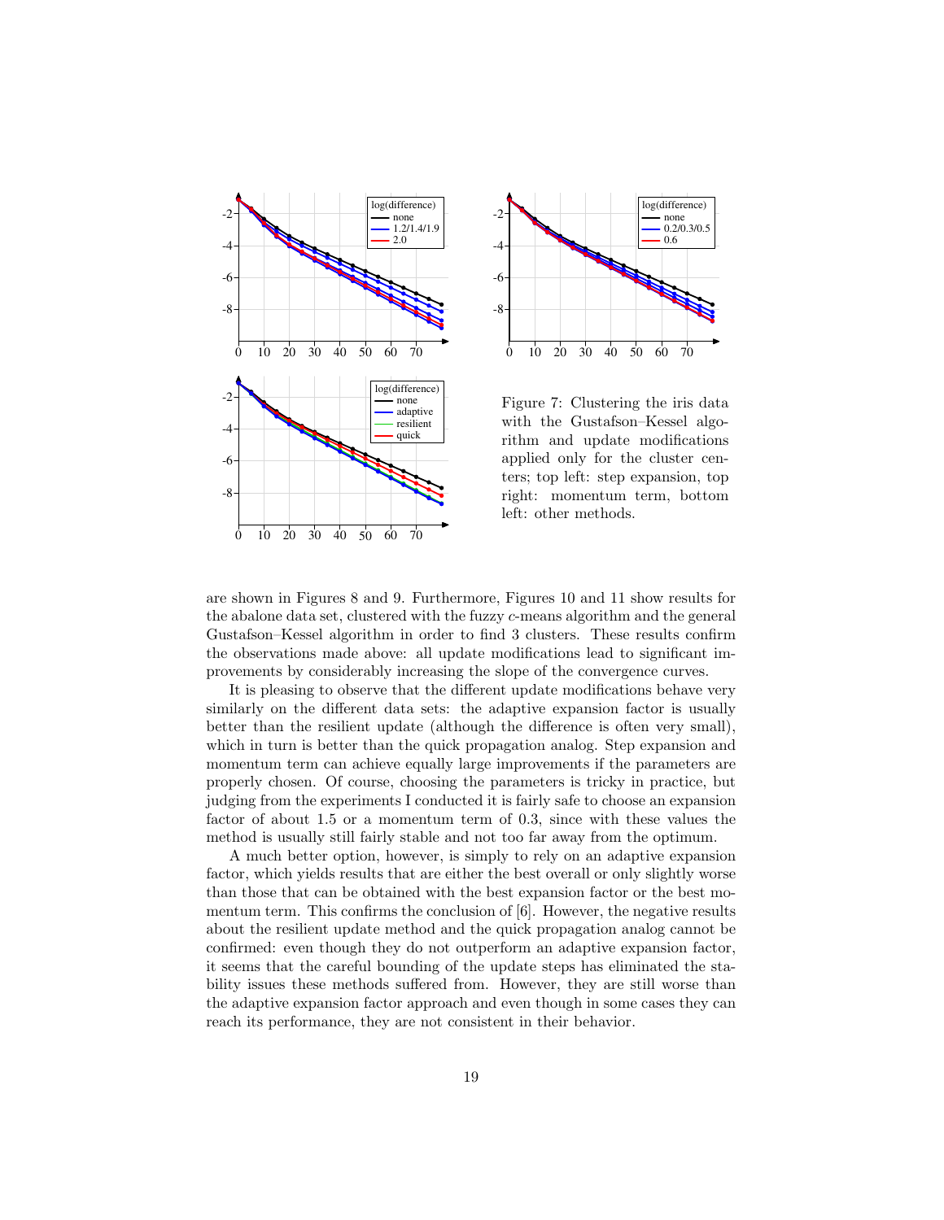Figure 7: Clustering the iris data with the Gustafson–Kessel algorithm and update modifications applied only for the cluster centers; top left: step expansion, top right: momentum term, bottom left: other methods.

are shown in Figures 8 and 9. Furthermore, Figures 10 and 11 show results for the abalone data set, clustered with the fuzzy $c$-means algorithm and the general Gustafson–Kessel algorithm in order to find 3 clusters. These results confirm the observations made above: all update modifications lead to significant improvements by considerably increasing the slope of the convergence curves.

It is pleasing to observe that the different update modifications behave very similarly on the different data sets: the adaptive expansion factor is usually better than the resilient update (although the difference is often very small), which in turn is better than the quick propagation analog. Step expansion and momentum term can achieve equally large improvements if the parameters are properly chosen. Of course, choosing the parameters is tricky in practice, but judging from the experiments I conducted it is fairly safe to choose an expansion factor of about 1.5 or a momentum term of 0.3, since with these values the method is usually still fairly stable and not too far away from the optimum.

A much better option, however, is simply to rely on an adaptive expansion factor, which yields results that are either the best overall or only slightly worse than those that can be obtained with the best expansion factor or the best momentum term. This confirms the conclusion of [6]. However, the negative results about the resilient update method and the quick propagation analog cannot be confirmed: even though they do not outperform an adaptive expansion factor, it seems that the careful bounding of the update steps has eliminated the stability issues these methods suffered from. However, they are still worse than the adaptive expansion factor approach and even though in some cases they can reach its performance, they are not consistent in their behavior.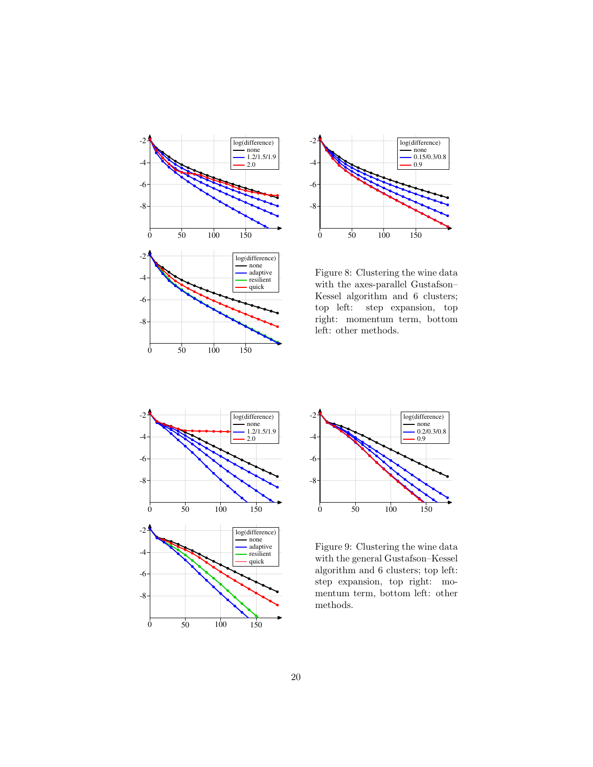Figure 8: Clustering the wine data with the axes-parallel Gustafson–Kessel algorithm and 6 clusters; top left: step expansion, top right: momentum term, bottom left: other methods.

Figure 9: Clustering the wine data with the general Gustafson–Kessel algorithm and 6 clusters; top left: step expansion, top right: momentum term, bottom left: other methods.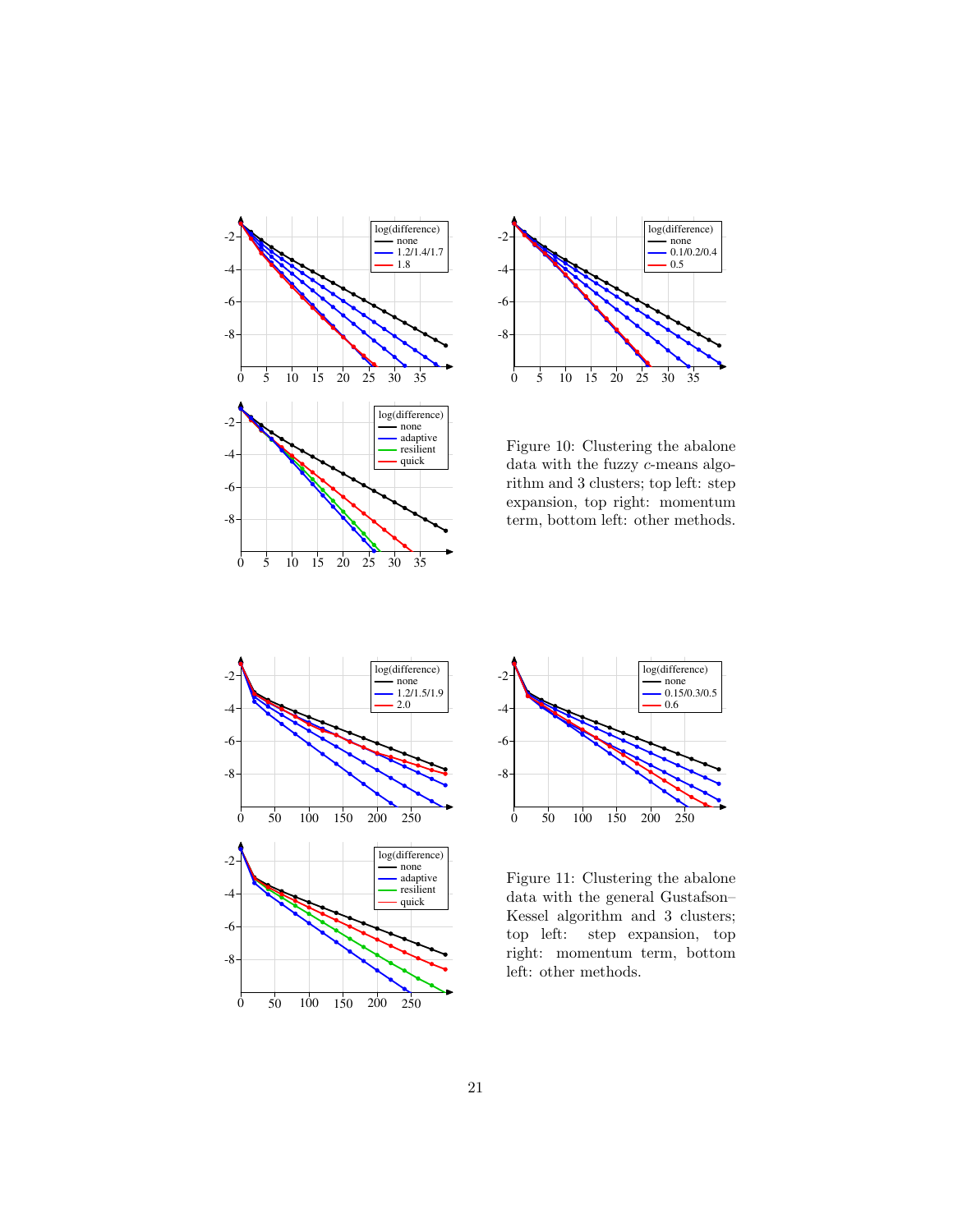Figure 10: Clustering the abalone data with the fuzzy $c$-means algorithm and 3 clusters; top left: step expansion, top right: momentum term, bottom left: other methods.

Figure 11: Clustering the abalone data with the general Gustafson–Kessel algorithm and 3 clusters; top left: step expansion, top right: momentum term, bottom left: other methods.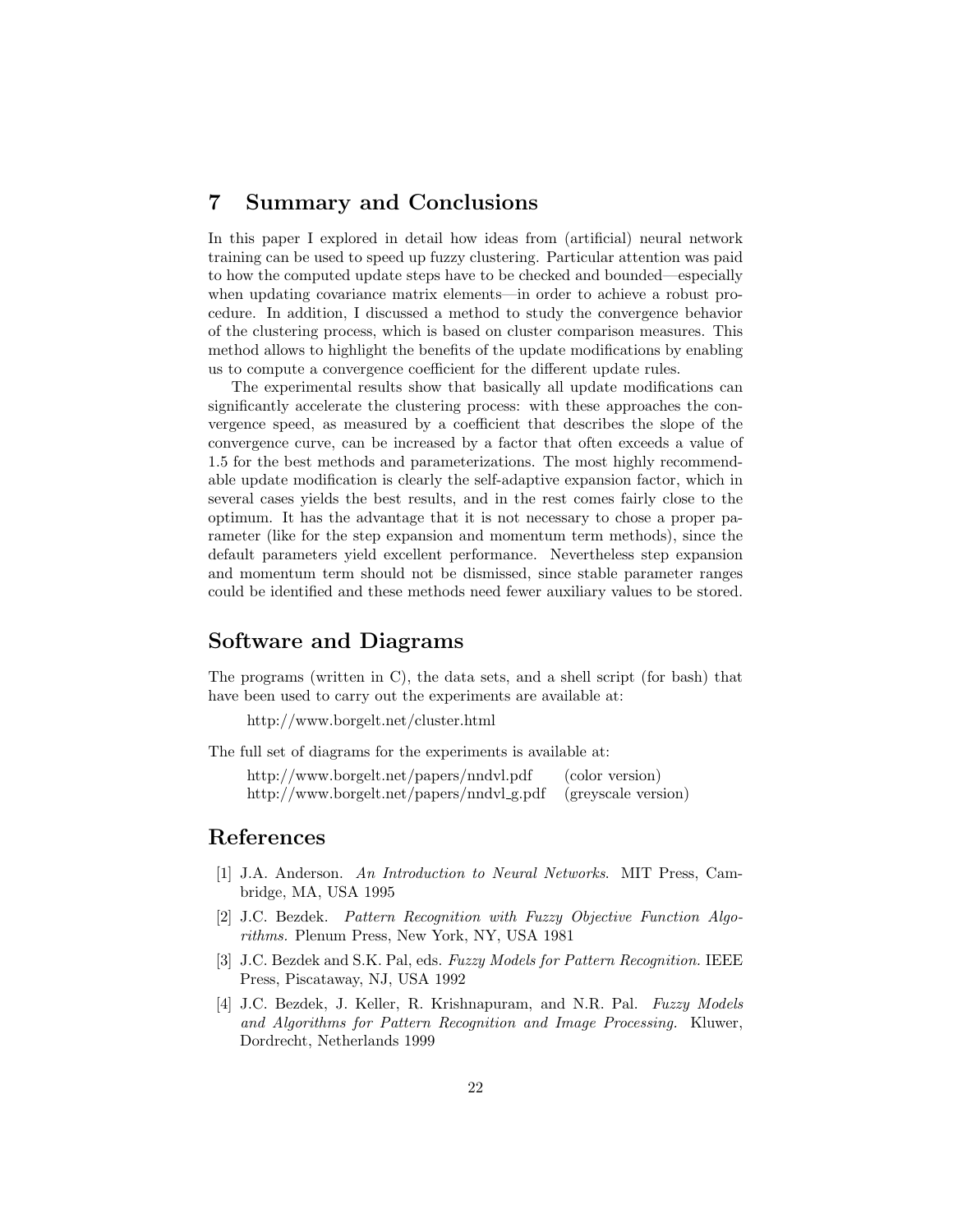## 7 Summary and Conclusions

In this paper I explored in detail how ideas from (artificial) neural network training can be used to speed up fuzzy clustering. Particular attention was paid to how the computed update steps have to be checked and bounded—especially when updating covariance matrix elements—in order to achieve a robust procedure. In addition, I discussed a method to study the convergence behavior of the clustering process, which is based on cluster comparison measures. This method allows to highlight the benefits of the update modifications by enabling us to compute a convergence coefficient for the different update rules.

The experimental results show that basically all update modifications can significantly accelerate the clustering process: with these approaches the convergence speed, as measured by a coefficient that describes the slope of the convergence curve, can be increased by a factor that often exceeds a value of 1.5 for the best methods and parameterizations. The most highly recommendable update modification is clearly the self-adaptive expansion factor, which in several cases yields the best results, and in the rest comes fairly close to the optimum. It has the advantage that it is not necessary to chose a proper parameter (like for the step expansion and momentum term methods), since the default parameters yield excellent performance. Nevertheless step expansion and momentum term should not be dismissed, since stable parameter ranges could be identified and these methods need fewer auxiliary values to be stored.

## Software and Diagrams

The programs (written in C), the data sets, and a shell script (for bash) that have been used to carry out the experiments are available at:

http://www.borgelt.net/cluster.html

The full set of diagrams for the experiments is available at:

http://www.borgelt.net/papers/nndvl.pdf (color version)
http://www.borgelt.net/papers/nndvl_g.pdf (greyscale version)

## References

[1] J.A. Anderson. *An Introduction to Neural Networks*. MIT Press, Cambridge, MA, USA 1995

[2] J.C. Bezdek. *Pattern Recognition with Fuzzy Objective Function Algorithms.* Plenum Press, New York, NY, USA 1981

[3] J.C. Bezdek and S.K. Pal, eds. *Fuzzy Models for Pattern Recognition.* IEEE Press, Piscataway, NJ, USA 1992

[4] J.C. Bezdek, J. Keller, R. Krishnapuram, and N.R. Pal. *Fuzzy Models and Algorithms for Pattern Recognition and Image Processing.* Kluwer, Dordrecht, Netherlands 1999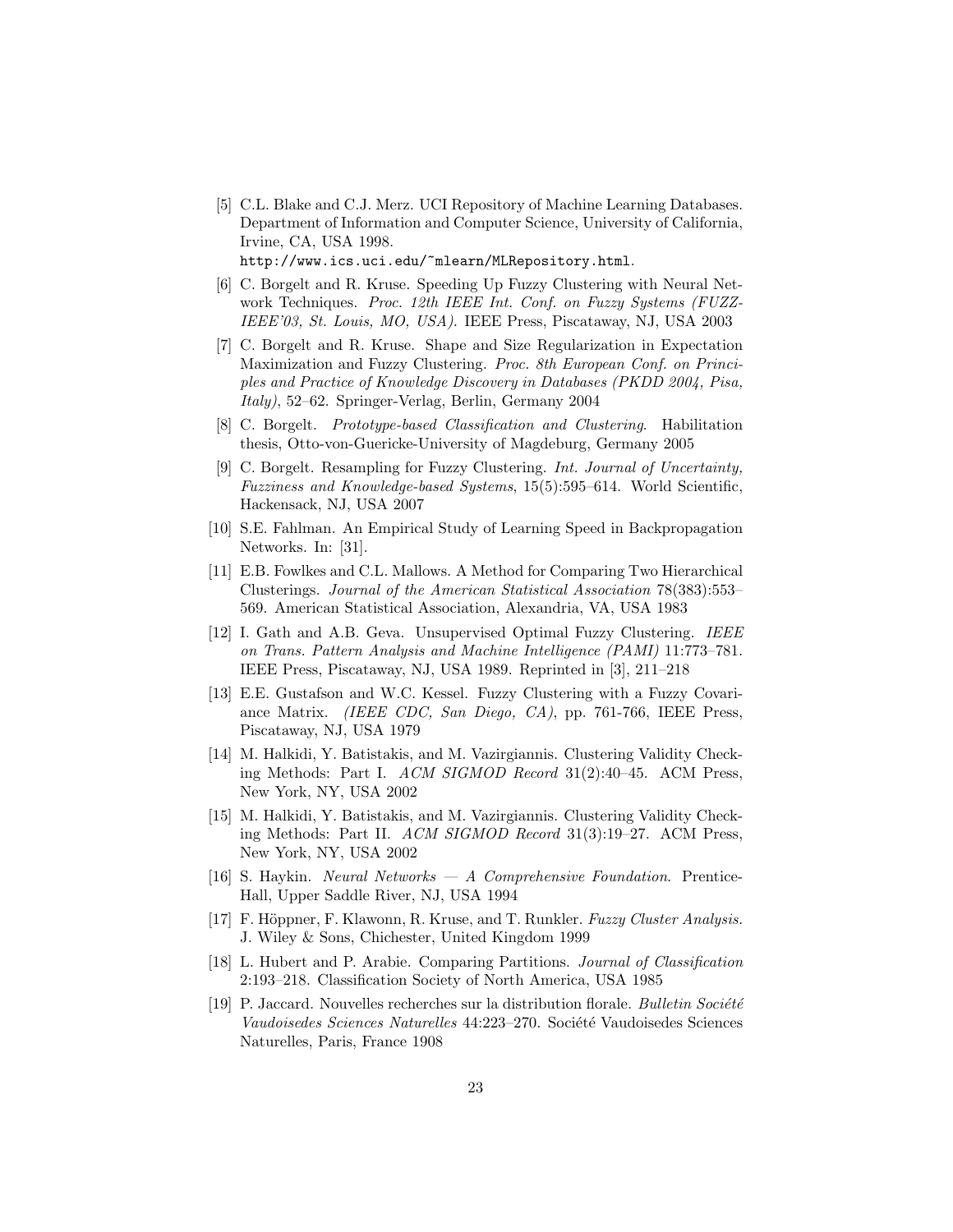[5] C.L. Blake and C.J. Merz. UCI Repository of Machine Learning Databases. Department of Information and Computer Science, University of California, Irvine, CA, USA 1998.
`http://www.ics.uci.edu/~mlearn/MLRepository.html`.

[6] C. Borgelt and R. Kruse. Speeding Up Fuzzy Clustering with Neural Network Techniques. *Proc. 12th IEEE Int. Conf. on Fuzzy Systems (FUZZ-IEEE'03, St. Louis, MO, USA).* IEEE Press, Piscataway, NJ, USA 2003

[7] C. Borgelt and R. Kruse. Shape and Size Regularization in Expectation Maximization and Fuzzy Clustering. *Proc. 8th European Conf. on Principles and Practice of Knowledge Discovery in Databases (PKDD 2004, Pisa, Italy)*, 52–62. Springer-Verlag, Berlin, Germany 2004

[8] C. Borgelt. *Prototype-based Classification and Clustering.* Habilitation thesis, Otto-von-Guericke-University of Magdeburg, Germany 2005

[9] C. Borgelt. Resampling for Fuzzy Clustering. *Int. Journal of Uncertainty, Fuzziness and Knowledge-based Systems*, 15(5):595–614. World Scientific, Hackensack, NJ, USA 2007

[10] S.E. Fahlman. An Empirical Study of Learning Speed in Backpropagation Networks. In: [31].

[11] E.B. Fowlkes and C.L. Mallows. A Method for Comparing Two Hierarchical Clusterings. *Journal of the American Statistical Association* 78(383):553–569. American Statistical Association, Alexandria, VA, USA 1983

[12] I. Gath and A.B. Geva. Unsupervised Optimal Fuzzy Clustering. *IEEE on Trans. Pattern Analysis and Machine Intelligence (PAMI)* 11:773–781. IEEE Press, Piscataway, NJ, USA 1989. Reprinted in [3], 211–218

[13] E.E. Gustafson and W.C. Kessel. Fuzzy Clustering with a Fuzzy Covariance Matrix. *(IEEE CDC, San Diego, CA)*, pp. 761-766, IEEE Press, Piscataway, NJ, USA 1979

[14] M. Halkidi, Y. Batistakis, and M. Vazirgiannis. Clustering Validity Checking Methods: Part I. *ACM SIGMOD Record* 31(2):40–45. ACM Press, New York, NY, USA 2002

[15] M. Halkidi, Y. Batistakis, and M. Vazirgiannis. Clustering Validity Checking Methods: Part II. *ACM SIGMOD Record* 31(3):19–27. ACM Press, New York, NY, USA 2002

[16] S. Haykin. *Neural Networks — A Comprehensive Foundation.* Prentice-Hall, Upper Saddle River, NJ, USA 1994

[17] F. Höppner, F. Klawonn, R. Kruse, and T. Runkler. *Fuzzy Cluster Analysis.* J. Wiley & Sons, Chichester, United Kingdom 1999

[18] L. Hubert and P. Arabie. Comparing Partitions. *Journal of Classification* 2:193–218. Classification Society of North America, USA 1985

[19] P. Jaccard. Nouvelles recherches sur la distribution florale. *Bulletin Société Vaudoisedes Sciences Naturelles* 44:223–270. Société Vaudoisedes Sciences Naturelles, Paris, France 1908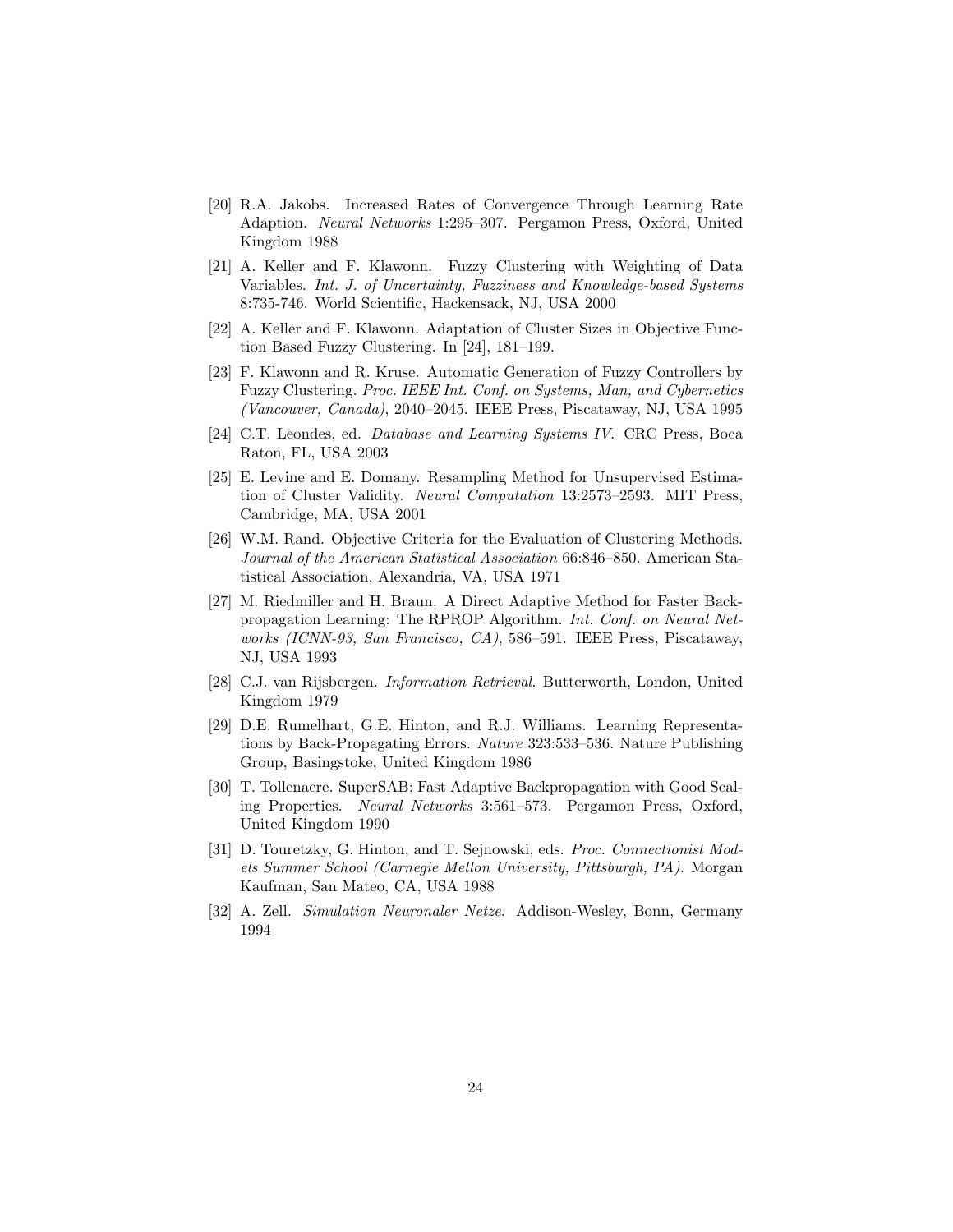[20] R.A. Jakobs. Increased Rates of Convergence Through Learning Rate Adaption. *Neural Networks* 1:295–307. Pergamon Press, Oxford, United Kingdom 1988

[21] A. Keller and F. Klawonn. Fuzzy Clustering with Weighting of Data Variables. *Int. J. of Uncertainty, Fuzziness and Knowledge-based Systems* 8:735-746. World Scientific, Hackensack, NJ, USA 2000

[22] A. Keller and F. Klawonn. Adaptation of Cluster Sizes in Objective Function Based Fuzzy Clustering. In [24], 181–199.

[23] F. Klawonn and R. Kruse. Automatic Generation of Fuzzy Controllers by Fuzzy Clustering. *Proc. IEEE Int. Conf. on Systems, Man, and Cybernetics (Vancouver, Canada)*, 2040–2045. IEEE Press, Piscataway, NJ, USA 1995

[24] C.T. Leondes, ed. *Database and Learning Systems IV*. CRC Press, Boca Raton, FL, USA 2003

[25] E. Levine and E. Domany. Resampling Method for Unsupervised Estimation of Cluster Validity. *Neural Computation* 13:2573–2593. MIT Press, Cambridge, MA, USA 2001

[26] W.M. Rand. Objective Criteria for the Evaluation of Clustering Methods. *Journal of the American Statistical Association* 66:846–850. American Statistical Association, Alexandria, VA, USA 1971

[27] M. Riedmiller and H. Braun. A Direct Adaptive Method for Faster Backpropagation Learning: The RPROP Algorithm. *Int. Conf. on Neural Networks (ICNN-93, San Francisco, CA)*, 586–591. IEEE Press, Piscataway, NJ, USA 1993

[28] C.J. van Rijsbergen. *Information Retrieval*. Butterworth, London, United Kingdom 1979

[29] D.E. Rumelhart, G.E. Hinton, and R.J. Williams. Learning Representations by Back-Propagating Errors. *Nature* 323:533–536. Nature Publishing Group, Basingstoke, United Kingdom 1986

[30] T. Tollenaere. SuperSAB: Fast Adaptive Backpropagation with Good Scaling Properties. *Neural Networks* 3:561–573. Pergamon Press, Oxford, United Kingdom 1990

[31] D. Touretzky, G. Hinton, and T. Sejnowski, eds. *Proc. Connectionist Models Summer School (Carnegie Mellon University, Pittsburgh, PA)*. Morgan Kaufman, San Mateo, CA, USA 1988

[32] A. Zell. *Simulation Neuronaler Netze*. Addison-Wesley, Bonn, Germany 1994